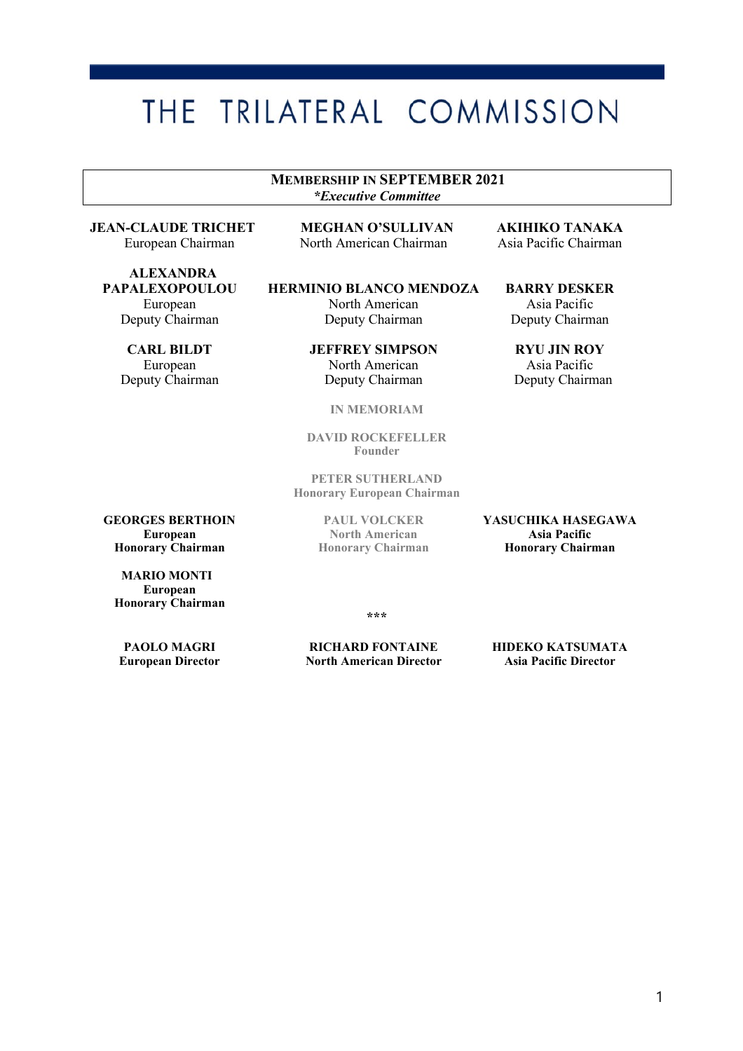# THE TRILATERAL COMMISSION

**MEMBERSHIP IN SEPTEMBER 2021**
***Executive Committee***

**JEAN-CLAUDE TRICHET**
European Chairman

**MEGHAN O'SULLIVAN**
North American Chairman

**AKIHIKO TANAKA**
Asia Pacific Chairman

**ALEXANDRA PAPALEXOPOULOU**
European
Deputy Chairman

**HERMINIO BLANCO MENDOZA**
North American
Deputy Chairman

**BARRY DESKER**
Asia Pacific
Deputy Chairman

**CARL BILDT**
European
Deputy Chairman

**JEFFREY SIMPSON**
North American
Deputy Chairman

**RYU JIN ROY**
Asia Pacific
Deputy Chairman

**IN MEMORIAM**

**DAVID ROCKEFELLER**
**Founder**

**PETER SUTHERLAND**
**Honorary European Chairman**

**PAUL VOLCKER**
**North American**
**Honorary Chairman**

**GEORGES BERTHOIN**
**European**
**Honorary Chairman**

**YASUCHIKA HASEGAWA**
**Asia Pacific**
**Honorary Chairman**

**MARIO MONTI**
**European**
**Honorary Chairman**

***

**PAOLO MAGRI**
**European Director**

**RICHARD FONTAINE**
**North American Director**

**HIDEKO KATSUMATA**
**Asia Pacific Director**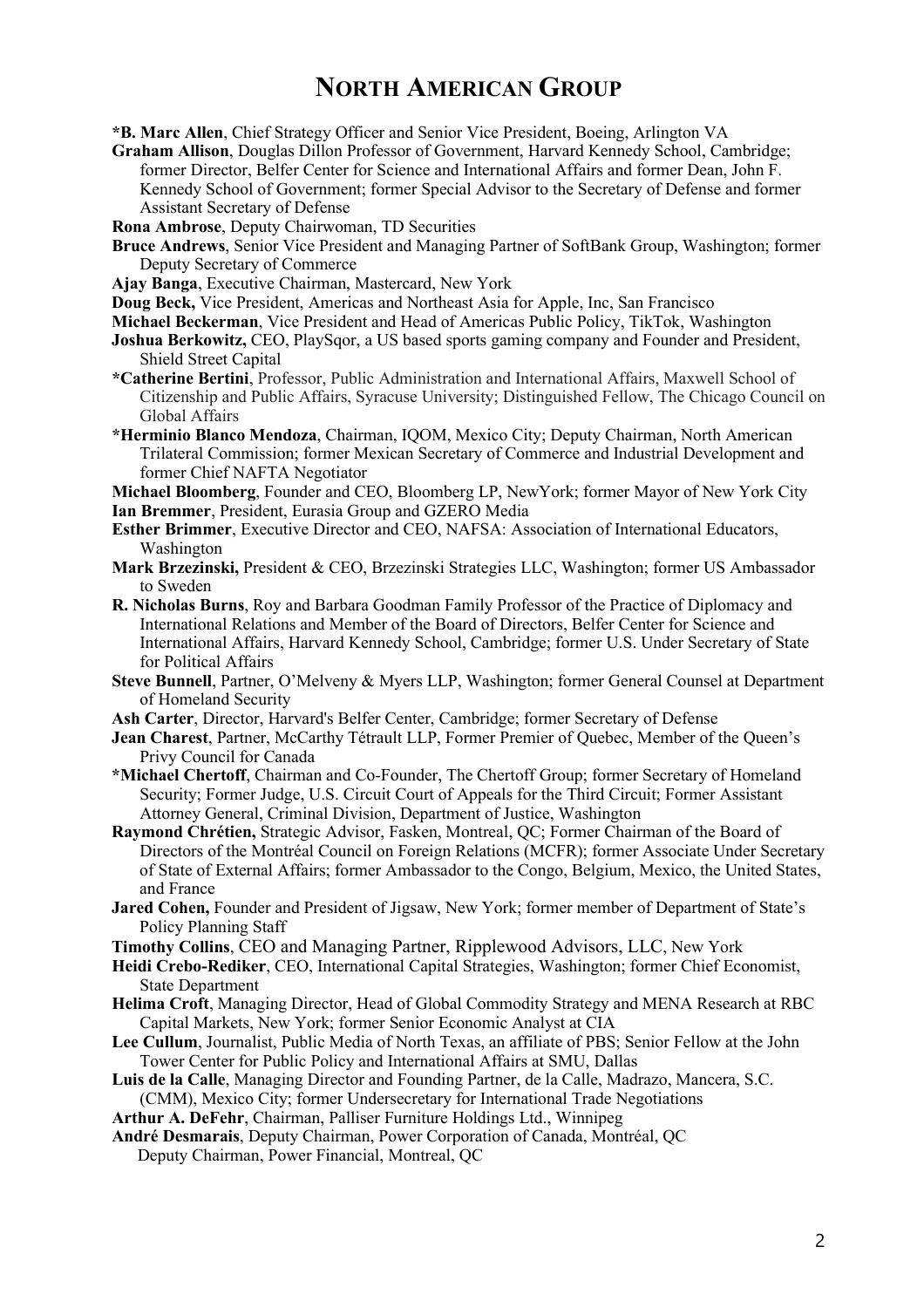# North American Group

***B. Marc Allen**, Chief Strategy Officer and Senior Vice President, Boeing, Arlington VA

**Graham Allison**, Douglas Dillon Professor of Government, Harvard Kennedy School, Cambridge; former Director, Belfer Center for Science and International Affairs and former Dean, John F. Kennedy School of Government; former Special Advisor to the Secretary of Defense and former Assistant Secretary of Defense

**Rona Ambrose**, Deputy Chairwoman, TD Securities

**Bruce Andrews**, Senior Vice President and Managing Partner of SoftBank Group, Washington; former Deputy Secretary of Commerce

**Ajay Banga**, Executive Chairman, Mastercard, New York

**Doug Beck,** Vice President, Americas and Northeast Asia for Apple, Inc, San Francisco

**Michael Beckerman**, Vice President and Head of Americas Public Policy, TikTok, Washington

**Joshua Berkowitz,** CEO, PlaySqor, a US based sports gaming company and Founder and President, Shield Street Capital

***Catherine Bertini**, Professor, Public Administration and International Affairs, Maxwell School of Citizenship and Public Affairs, Syracuse University; Distinguished Fellow, The Chicago Council on Global Affairs

***Herminio Blanco Mendoza**, Chairman, IQOM, Mexico City; Deputy Chairman, North American Trilateral Commission; former Mexican Secretary of Commerce and Industrial Development and former Chief NAFTA Negotiator

**Michael Bloomberg**, Founder and CEO, Bloomberg LP, NewYork; former Mayor of New York City

**Ian Bremmer**, President, Eurasia Group and GZERO Media

**Esther Brimmer**, Executive Director and CEO, NAFSA: Association of International Educators, Washington

**Mark Brzezinski,** President & CEO, Brzezinski Strategies LLC, Washington; former US Ambassador to Sweden

**R. Nicholas Burns**, Roy and Barbara Goodman Family Professor of the Practice of Diplomacy and International Relations and Member of the Board of Directors, Belfer Center for Science and International Affairs, Harvard Kennedy School, Cambridge; former U.S. Under Secretary of State for Political Affairs

**Steve Bunnell**, Partner, O'Melveny & Myers LLP, Washington; former General Counsel at Department of Homeland Security

**Ash Carter**, Director, Harvard's Belfer Center, Cambridge; former Secretary of Defense

**Jean Charest**, Partner, McCarthy Tétrault LLP, Former Premier of Quebec, Member of the Queen's Privy Council for Canada

***Michael Chertoff**, Chairman and Co-Founder, The Chertoff Group; former Secretary of Homeland Security; Former Judge, U.S. Circuit Court of Appeals for the Third Circuit; Former Assistant Attorney General, Criminal Division, Department of Justice, Washington

**Raymond Chrétien,** Strategic Advisor, Fasken, Montreal, QC; Former Chairman of the Board of Directors of the Montréal Council on Foreign Relations (MCFR); former Associate Under Secretary of State of External Affairs; former Ambassador to the Congo, Belgium, Mexico, the United States, and France

**Jared Cohen,** Founder and President of Jigsaw, New York; former member of Department of State's Policy Planning Staff

**Timothy Collins**, CEO and Managing Partner, Ripplewood Advisors, LLC, New York

**Heidi Crebo-Rediker**, CEO, International Capital Strategies, Washington; former Chief Economist, State Department

**Helima Croft**, Managing Director, Head of Global Commodity Strategy and MENA Research at RBC Capital Markets, New York; former Senior Economic Analyst at CIA

**Lee Cullum**, Journalist, Public Media of North Texas, an affiliate of PBS; Senior Fellow at the John Tower Center for Public Policy and International Affairs at SMU, Dallas

**Luis de la Calle**, Managing Director and Founding Partner, de la Calle, Madrazo, Mancera, S.C. (CMM), Mexico City; former Undersecretary for International Trade Negotiations

**Arthur A. DeFehr**, Chairman, Palliser Furniture Holdings Ltd., Winnipeg

**André Desmarais**, Deputy Chairman, Power Corporation of Canada, Montréal, QC
Deputy Chairman, Power Financial, Montreal, QC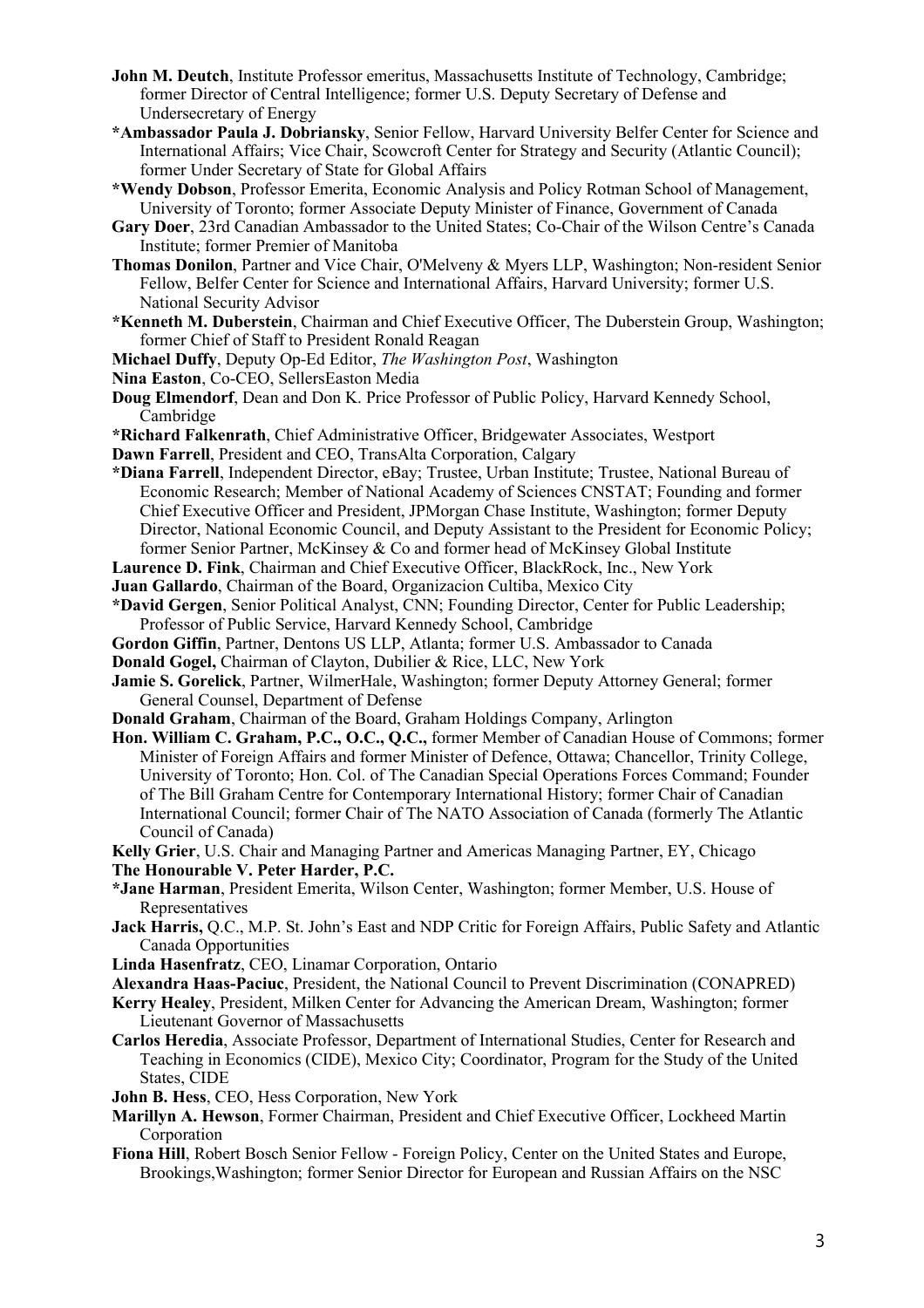**John M. Deutch**, Institute Professor emeritus, Massachusetts Institute of Technology, Cambridge; former Director of Central Intelligence; former U.S. Deputy Secretary of Defense and Undersecretary of Energy

***Ambassador Paula J. Dobriansky**, Senior Fellow, Harvard University Belfer Center for Science and International Affairs; Vice Chair, Scowcroft Center for Strategy and Security (Atlantic Council); former Under Secretary of State for Global Affairs

***Wendy Dobson**, Professor Emerita, Economic Analysis and Policy Rotman School of Management, University of Toronto; former Associate Deputy Minister of Finance, Government of Canada

**Gary Doer**, 23rd Canadian Ambassador to the United States; Co-Chair of the Wilson Centre's Canada Institute; former Premier of Manitoba

**Thomas Donilon**, Partner and Vice Chair, O'Melveny & Myers LLP, Washington; Non-resident Senior Fellow, Belfer Center for Science and International Affairs, Harvard University; former U.S. National Security Advisor

***Kenneth M. Duberstein**, Chairman and Chief Executive Officer, The Duberstein Group, Washington; former Chief of Staff to President Ronald Reagan

**Michael Duffy**, Deputy Op-Ed Editor, *The Washington Post*, Washington

**Nina Easton**, Co-CEO, SellersEaston Media

**Doug Elmendorf**, Dean and Don K. Price Professor of Public Policy, Harvard Kennedy School, Cambridge

***Richard Falkenrath**, Chief Administrative Officer, Bridgewater Associates, Westport

**Dawn Farrell**, President and CEO, TransAlta Corporation, Calgary

***Diana Farrell**, Independent Director, eBay; Trustee, Urban Institute; Trustee, National Bureau of Economic Research; Member of National Academy of Sciences CNSTAT; Founding and former Chief Executive Officer and President, JPMorgan Chase Institute, Washington; former Deputy Director, National Economic Council, and Deputy Assistant to the President for Economic Policy; former Senior Partner, McKinsey & Co and former head of McKinsey Global Institute

**Laurence D. Fink**, Chairman and Chief Executive Officer, BlackRock, Inc., New York

**Juan Gallardo**, Chairman of the Board, Organizacion Cultiba, Mexico City

***David Gergen**, Senior Political Analyst, CNN; Founding Director, Center for Public Leadership; Professor of Public Service, Harvard Kennedy School, Cambridge

**Gordon Giffin**, Partner, Dentons US LLP, Atlanta; former U.S. Ambassador to Canada

**Donald Gogel,** Chairman of Clayton, Dubilier & Rice, LLC, New York

**Jamie S. Gorelick**, Partner, WilmerHale, Washington; former Deputy Attorney General; former General Counsel, Department of Defense

**Donald Graham**, Chairman of the Board, Graham Holdings Company, Arlington

**Hon. William C. Graham, P.C., O.C., Q.C.,** former Member of Canadian House of Commons; former Minister of Foreign Affairs and former Minister of Defence, Ottawa; Chancellor, Trinity College, University of Toronto; Hon. Col. of The Canadian Special Operations Forces Command; Founder of The Bill Graham Centre for Contemporary International History; former Chair of Canadian International Council; former Chair of The NATO Association of Canada (formerly The Atlantic Council of Canada)

**Kelly Grier**, U.S. Chair and Managing Partner and Americas Managing Partner, EY, Chicago

**The Honourable V. Peter Harder, P.C.**

***Jane Harman**, President Emerita, Wilson Center, Washington; former Member, U.S. House of Representatives

**Jack Harris,** Q.C., M.P. St. John's East and NDP Critic for Foreign Affairs, Public Safety and Atlantic Canada Opportunities

**Linda Hasenfratz**, CEO, Linamar Corporation, Ontario

**Alexandra Haas-Paciuc**, President, the National Council to Prevent Discrimination (CONAPRED)

**Kerry Healey**, President, Milken Center for Advancing the American Dream, Washington; former Lieutenant Governor of Massachusetts

**Carlos Heredia**, Associate Professor, Department of International Studies, Center for Research and Teaching in Economics (CIDE), Mexico City; Coordinator, Program for the Study of the United States, CIDE

**John B. Hess**, CEO, Hess Corporation, New York

**Marillyn A. Hewson**, Former Chairman, President and Chief Executive Officer, Lockheed Martin Corporation

**Fiona Hill**, Robert Bosch Senior Fellow - Foreign Policy, Center on the United States and Europe, Brookings,Washington; former Senior Director for European and Russian Affairs on the NSC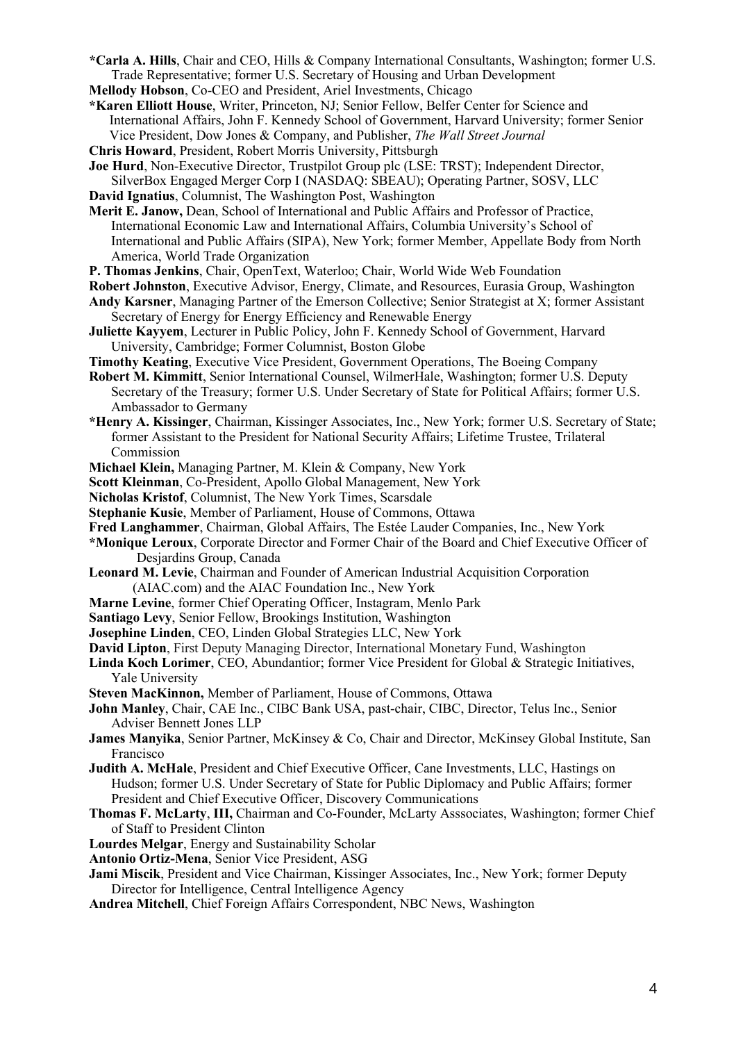**\*Carla A. Hills**, Chair and CEO, Hills & Company International Consultants, Washington; former U.S. Trade Representative; former U.S. Secretary of Housing and Urban Development

**Mellody Hobson**, Co-CEO and President, Ariel Investments, Chicago

**\*Karen Elliott House**, Writer, Princeton, NJ; Senior Fellow, Belfer Center for Science and International Affairs, John F. Kennedy School of Government, Harvard University; former Senior Vice President, Dow Jones & Company, and Publisher, *The Wall Street Journal*

**Chris Howard**, President, Robert Morris University, Pittsburgh

**Joe Hurd**, Non-Executive Director, Trustpilot Group plc (LSE: TRST); Independent Director, SilverBox Engaged Merger Corp I (NASDAQ: SBEAU); Operating Partner, SOSV, LLC

**David Ignatius**, Columnist, The Washington Post, Washington

**Merit E. Janow,** Dean, School of International and Public Affairs and Professor of Practice, International Economic Law and International Affairs, Columbia University's School of International and Public Affairs (SIPA), New York; former Member, Appellate Body from North America, World Trade Organization

**P. Thomas Jenkins**, Chair, OpenText, Waterloo; Chair, World Wide Web Foundation

**Robert Johnston**, Executive Advisor, Energy, Climate, and Resources, Eurasia Group, Washington

**Andy Karsner**, Managing Partner of the Emerson Collective; Senior Strategist at X; former Assistant Secretary of Energy for Energy Efficiency and Renewable Energy

**Juliette Kayyem**, Lecturer in Public Policy, John F. Kennedy School of Government, Harvard University, Cambridge; Former Columnist, Boston Globe

**Timothy Keating**, Executive Vice President, Government Operations, The Boeing Company

**Robert M. Kimmitt**, Senior International Counsel, WilmerHale, Washington; former U.S. Deputy Secretary of the Treasury; former U.S. Under Secretary of State for Political Affairs; former U.S. Ambassador to Germany

**\*Henry A. Kissinger**, Chairman, Kissinger Associates, Inc., New York; former U.S. Secretary of State; former Assistant to the President for National Security Affairs; Lifetime Trustee, Trilateral Commission

**Michael Klein,** Managing Partner, M. Klein & Company, New York

**Scott Kleinman**, Co-President, Apollo Global Management, New York

**Nicholas Kristof**, Columnist, The New York Times, Scarsdale

**Stephanie Kusie**, Member of Parliament, House of Commons, Ottawa

**Fred Langhammer**, Chairman, Global Affairs, The Estée Lauder Companies, Inc., New York

**\*Monique Leroux**, Corporate Director and Former Chair of the Board and Chief Executive Officer of Desjardins Group, Canada

**Leonard M. Levie**, Chairman and Founder of American Industrial Acquisition Corporation (AIAC.com) and the AIAC Foundation Inc., New York

**Marne Levine**, former Chief Operating Officer, Instagram, Menlo Park

**Santiago Levy**, Senior Fellow, Brookings Institution, Washington

**Josephine Linden**, CEO, Linden Global Strategies LLC, New York

**David Lipton**, First Deputy Managing Director, International Monetary Fund, Washington

**Linda Koch Lorimer**, CEO, Abundantior; former Vice President for Global & Strategic Initiatives, Yale University

**Steven MacKinnon,** Member of Parliament, House of Commons, Ottawa

**John Manley**, Chair, CAE Inc., CIBC Bank USA, past-chair, CIBC, Director, Telus Inc., Senior Adviser Bennett Jones LLP

**James Manyika**, Senior Partner, McKinsey & Co, Chair and Director, McKinsey Global Institute, San Francisco

**Judith A. McHale**, President and Chief Executive Officer, Cane Investments, LLC, Hastings on Hudson; former U.S. Under Secretary of State for Public Diplomacy and Public Affairs; former President and Chief Executive Officer, Discovery Communications

**Thomas F. McLarty**, **III,** Chairman and Co-Founder, McLarty Asssociates, Washington; former Chief of Staff to President Clinton

**Lourdes Melgar**, Energy and Sustainability Scholar

**Antonio Ortiz-Mena**, Senior Vice President, ASG

**Jami Miscik**, President and Vice Chairman, Kissinger Associates, Inc., New York; former Deputy Director for Intelligence, Central Intelligence Agency

**Andrea Mitchell**, Chief Foreign Affairs Correspondent, NBC News, Washington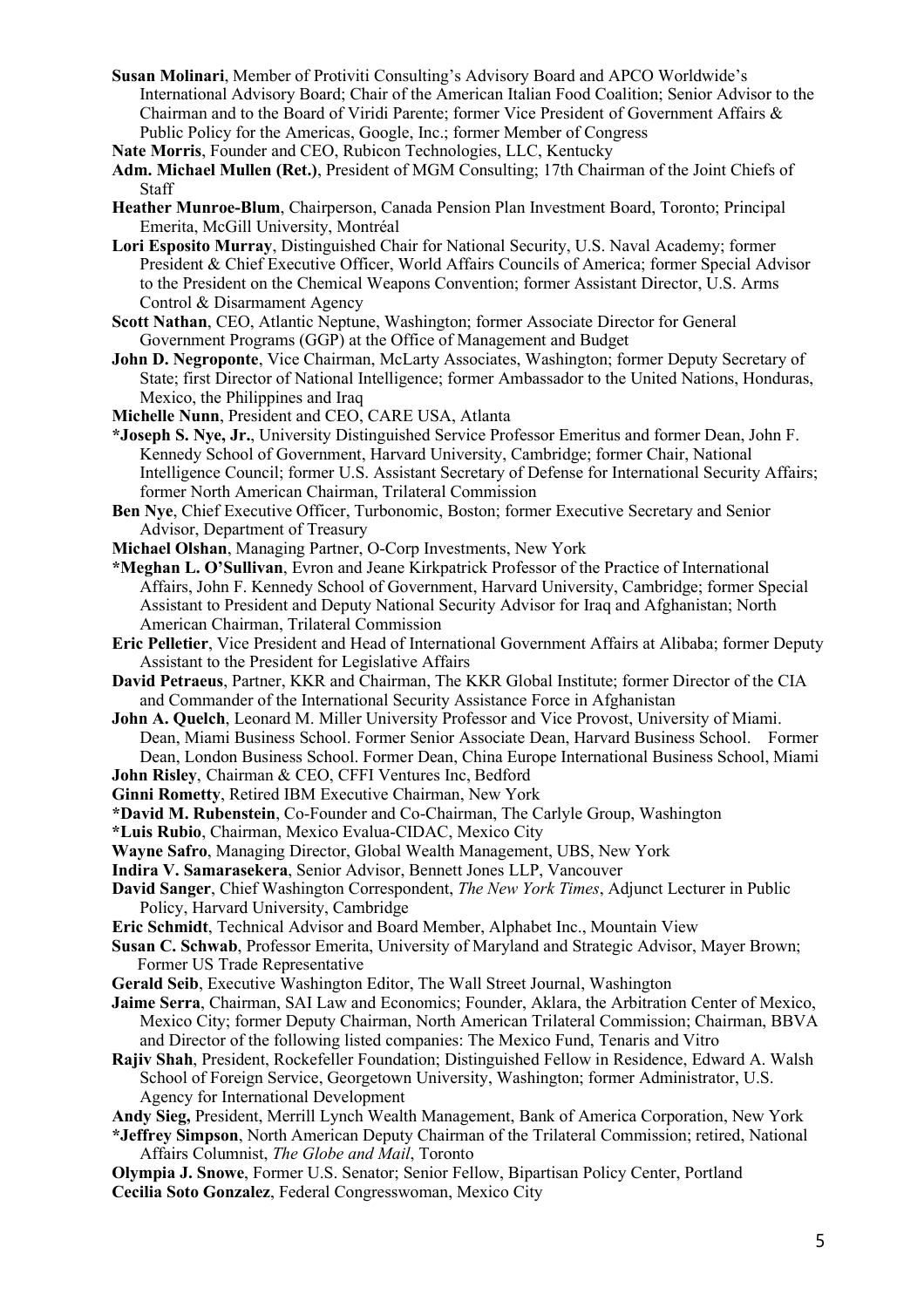**Susan Molinari**, Member of Protiviti Consulting's Advisory Board and APCO Worldwide's International Advisory Board; Chair of the American Italian Food Coalition; Senior Advisor to the Chairman and to the Board of Viridi Parente; former Vice President of Government Affairs & Public Policy for the Americas, Google, Inc.; former Member of Congress

**Nate Morris**, Founder and CEO, Rubicon Technologies, LLC, Kentucky

**Adm. Michael Mullen (Ret.)**, President of MGM Consulting; 17th Chairman of the Joint Chiefs of Staff

**Heather Munroe-Blum**, Chairperson, Canada Pension Plan Investment Board, Toronto; Principal Emerita, McGill University, Montréal

**Lori Esposito Murray**, Distinguished Chair for National Security, U.S. Naval Academy; former President & Chief Executive Officer, World Affairs Councils of America; former Special Advisor to the President on the Chemical Weapons Convention; former Assistant Director, U.S. Arms Control & Disarmament Agency

**Scott Nathan**, CEO, Atlantic Neptune, Washington; former Associate Director for General Government Programs (GGP) at the Office of Management and Budget

**John D. Negroponte**, Vice Chairman, McLarty Associates, Washington; former Deputy Secretary of State; first Director of National Intelligence; former Ambassador to the United Nations, Honduras, Mexico, the Philippines and Iraq

**Michelle Nunn**, President and CEO, CARE USA, Atlanta

**\*Joseph S. Nye, Jr.**, University Distinguished Service Professor Emeritus and former Dean, John F. Kennedy School of Government, Harvard University, Cambridge; former Chair, National Intelligence Council; former U.S. Assistant Secretary of Defense for International Security Affairs; former North American Chairman, Trilateral Commission

**Ben Nye**, Chief Executive Officer, Turbonomic, Boston; former Executive Secretary and Senior Advisor, Department of Treasury

**Michael Olshan**, Managing Partner, O-Corp Investments, New York

**\*Meghan L. O'Sullivan**, Evron and Jeane Kirkpatrick Professor of the Practice of International Affairs, John F. Kennedy School of Government, Harvard University, Cambridge; former Special Assistant to President and Deputy National Security Advisor for Iraq and Afghanistan; North American Chairman, Trilateral Commission

**Eric Pelletier**, Vice President and Head of International Government Affairs at Alibaba; former Deputy Assistant to the President for Legislative Affairs

**David Petraeus**, Partner, KKR and Chairman, The KKR Global Institute; former Director of the CIA and Commander of the International Security Assistance Force in Afghanistan

**John A. Quelch**, Leonard M. Miller University Professor and Vice Provost, University of Miami. Dean, Miami Business School. Former Senior Associate Dean, Harvard Business School. Former Dean, London Business School. Former Dean, China Europe International Business School, Miami

**John Risley**, Chairman & CEO, CFFI Ventures Inc, Bedford

**Ginni Rometty**, Retired IBM Executive Chairman, New York

**\*David M. Rubenstein**, Co-Founder and Co-Chairman, The Carlyle Group, Washington

**\*Luis Rubio**, Chairman, Mexico Evalua-CIDAC, Mexico City

**Wayne Safro**, Managing Director, Global Wealth Management, UBS, New York

**Indira V. Samarasekera**, Senior Advisor, Bennett Jones LLP, Vancouver

**David Sanger**, Chief Washington Correspondent, *The New York Times*, Adjunct Lecturer in Public Policy, Harvard University, Cambridge

**Eric Schmidt**, Technical Advisor and Board Member, Alphabet Inc., Mountain View

**Susan C. Schwab**, Professor Emerita, University of Maryland and Strategic Advisor, Mayer Brown; Former US Trade Representative

**Gerald Seib**, Executive Washington Editor, The Wall Street Journal, Washington

**Jaime Serra**, Chairman, SAI Law and Economics; Founder, Aklara, the Arbitration Center of Mexico, Mexico City; former Deputy Chairman, North American Trilateral Commission; Chairman, BBVA and Director of the following listed companies: The Mexico Fund, Tenaris and Vitro

**Rajiv Shah**, President, Rockefeller Foundation; Distinguished Fellow in Residence, Edward A. Walsh School of Foreign Service, Georgetown University, Washington; former Administrator, U.S. Agency for International Development

**Andy Sieg,** President, Merrill Lynch Wealth Management, Bank of America Corporation, New York

**\*Jeffrey Simpson**, North American Deputy Chairman of the Trilateral Commission; retired, National Affairs Columnist, *The Globe and Mail*, Toronto

**Olympia J. Snowe**, Former U.S. Senator; Senior Fellow, Bipartisan Policy Center, Portland

**Cecilia Soto Gonzalez**, Federal Congresswoman, Mexico City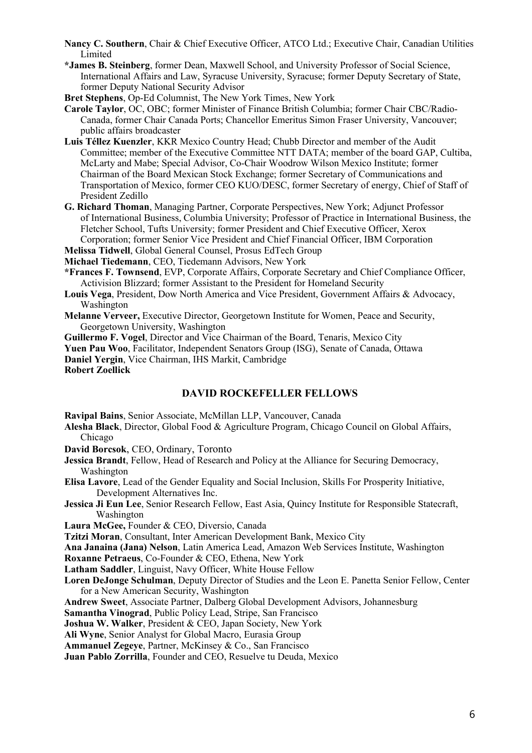**Nancy C. Southern**, Chair & Chief Executive Officer, ATCO Ltd.; Executive Chair, Canadian Utilities Limited

***James B. Steinberg**, former Dean, Maxwell School, and University Professor of Social Science, International Affairs and Law, Syracuse University, Syracuse; former Deputy Secretary of State, former Deputy National Security Advisor

**Bret Stephens**, Op-Ed Columnist, The New York Times, New York

**Carole Taylor**, OC, OBC; former Minister of Finance British Columbia; former Chair CBC/Radio-Canada, former Chair Canada Ports; Chancellor Emeritus Simon Fraser University, Vancouver; public affairs broadcaster

**Luis Téllez Kuenzler**, KKR Mexico Country Head; Chubb Director and member of the Audit Committee; member of the Executive Committee NTT DATA; member of the board GAP, Cultiba, McLarty and Mabe; Special Advisor, Co-Chair Woodrow Wilson Mexico Institute; former Chairman of the Board Mexican Stock Exchange; former Secretary of Communications and Transportation of Mexico, former CEO KUO/DESC, former Secretary of energy, Chief of Staff of President Zedillo

**G. Richard Thoman**, Managing Partner, Corporate Perspectives, New York; Adjunct Professor of International Business, Columbia University; Professor of Practice in International Business, the Fletcher School, Tufts University; former President and Chief Executive Officer, Xerox Corporation; former Senior Vice President and Chief Financial Officer, IBM Corporation

**Melissa Tidwell**, Global General Counsel, Prosus EdTech Group

**Michael Tiedemann**, CEO, Tiedemann Advisors, New York

***Frances F. Townsend**, EVP, Corporate Affairs, Corporate Secretary and Chief Compliance Officer, Activision Blizzard; former Assistant to the President for Homeland Security

**Louis Vega**, President, Dow North America and Vice President, Government Affairs & Advocacy, Washington

**Melanne Verveer,** Executive Director, Georgetown Institute for Women, Peace and Security, Georgetown University, Washington

**Guillermo F. Vogel**, Director and Vice Chairman of the Board, Tenaris, Mexico City

**Yuen Pau Woo**, Facilitator, Independent Senators Group (ISG), Senate of Canada, Ottawa

**Daniel Yergin**, Vice Chairman, IHS Markit, Cambridge

**Robert Zoellick**

## DAVID ROCKEFELLER FELLOWS

**Ravipal Bains**, Senior Associate, McMillan LLP, Vancouver, Canada

**Alesha Black**, Director, Global Food & Agriculture Program, Chicago Council on Global Affairs, Chicago

**David Borcsok**, CEO, Ordinary, Toronto

**Jessica Brandt**, Fellow, Head of Research and Policy at the Alliance for Securing Democracy, Washington

**Elisa Lavore**, Lead of the Gender Equality and Social Inclusion, Skills For Prosperity Initiative, Development Alternatives Inc.

**Jessica Ji Eun Lee**, Senior Research Fellow, East Asia, Quincy Institute for Responsible Statecraft, Washington

**Laura McGee,** Founder & CEO, Diversio, Canada

**Tzitzi Moran**, Consultant, Inter American Development Bank, Mexico City

**Ana Janaina (Jana) Nelson**, Latin America Lead, Amazon Web Services Institute, Washington

**Roxanne Petraeus**, Co-Founder & CEO, Ethena, New York

**Latham Saddler**, Linguist, Navy Officer, White House Fellow

**Loren DeJonge Schulman**, Deputy Director of Studies and the Leon E. Panetta Senior Fellow, Center for a New American Security, Washington

**Andrew Sweet**, Associate Partner, Dalberg Global Development Advisors, Johannesburg

**Samantha Vinograd**, Public Policy Lead, Stripe, San Francisco

**Joshua W. Walker**, President & CEO, Japan Society, New York

**Ali Wyne**, Senior Analyst for Global Macro, Eurasia Group

**Ammanuel Zegeye**, Partner, McKinsey & Co., San Francisco

**Juan Pablo Zorrilla**, Founder and CEO, Resuelve tu Deuda, Mexico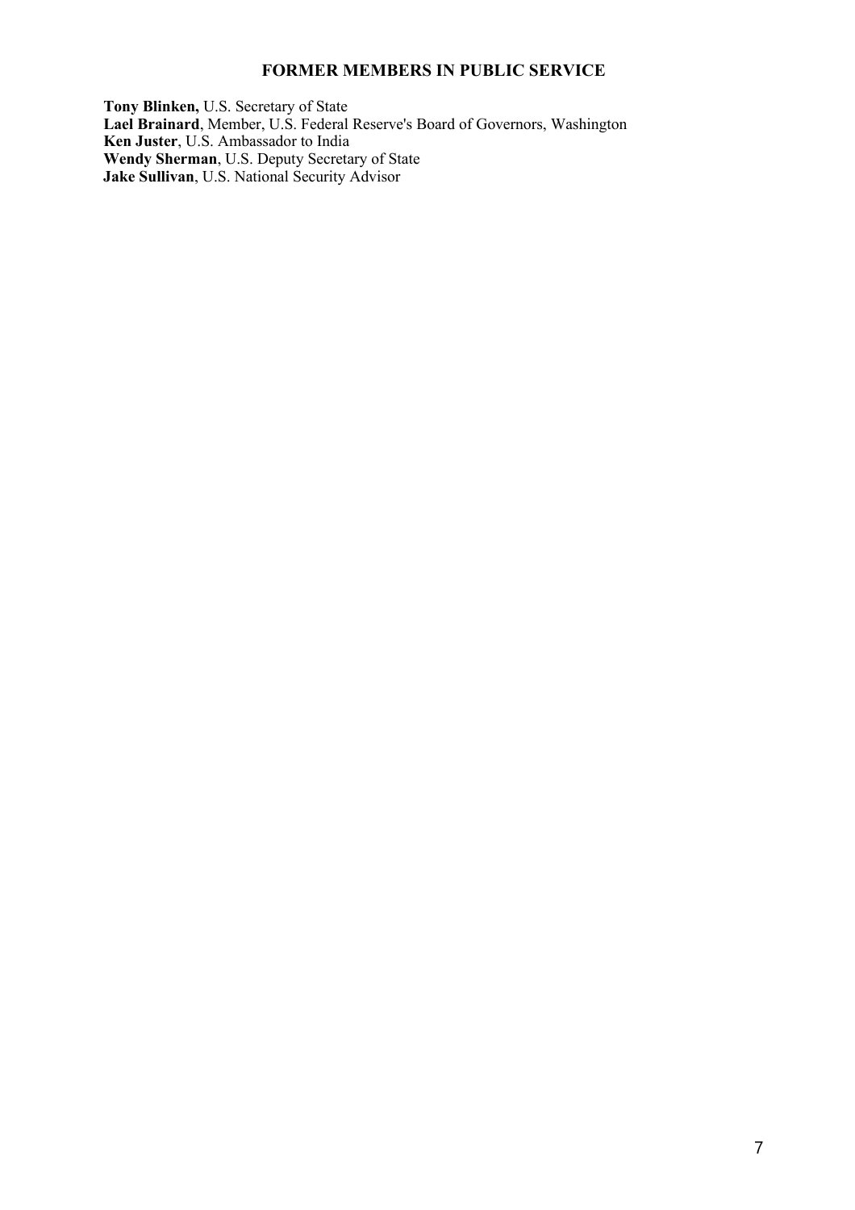## FORMER MEMBERS IN PUBLIC SERVICE

**Tony Blinken,** U.S. Secretary of State
**Lael Brainard**, Member, U.S. Federal Reserve's Board of Governors, Washington
**Ken Juster**, U.S. Ambassador to India
**Wendy Sherman**, U.S. Deputy Secretary of State
**Jake Sullivan**, U.S. National Security Advisor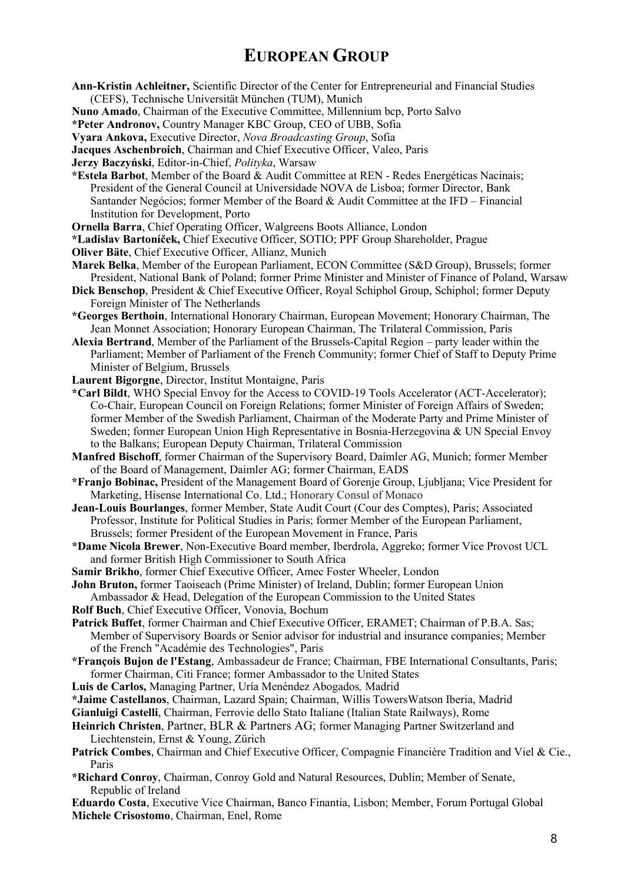# EUROPEAN GROUP

**Ann-Kristin Achleitner,** Scientific Director of the Center for Entrepreneurial and Financial Studies (CEFS), Technische Universität München (TUM), Munich

**Nuno Amado**, Chairman of the Executive Committee, Millennium bcp, Porto Salvo

***Peter Andronov,** Country Manager KBC Group, CEO of UBB, Sofia

**Vyara Ankova,** Executive Director, *Nova Broadcasting Group*, Sofia

**Jacques Aschenbroich**, Chairman and Chief Executive Officer, Valeo, Paris

**Jerzy Baczyński**, Editor-in-Chief, *Polityka*, Warsaw

***Estela Barbot**, Member of the Board & Audit Committee at REN - Redes Energéticas Nacinais; President of the General Council at Universidade NOVA de Lisboa; former Director, Bank Santander Negócios; former Member of the Board & Audit Committee at the IFD – Financial Institution for Development, Porto

**Ornella Barra**, Chief Operating Officer, Walgreens Boots Alliance, London

***Ladislav Bartoníček,** Chief Executive Officer, SOTIO; PPF Group Shareholder, Prague

**Oliver Bäte**, Chief Executive Officer, Allianz, Munich

**Marek Belka**, Member of the European Parliament, ECON Committee (S&D Group), Brussels; former President, National Bank of Poland; former Prime Minister and Minister of Finance of Poland, Warsaw

**Dick Benschop**, President & Chief Executive Officer, Royal Schiphol Group, Schiphol; former Deputy Foreign Minister of The Netherlands

***Georges Berthoin**, International Honorary Chairman, European Movement; Honorary Chairman, The Jean Monnet Association; Honorary European Chairman, The Trilateral Commission, Paris

**Alexia Bertrand**, Member of the Parliament of the Brussels-Capital Region – party leader within the Parliament; Member of Parliament of the French Community; former Chief of Staff to Deputy Prime Minister of Belgium, Brussels

**Laurent Bigorgne**, Director, Institut Montaigne, Paris

***Carl Bildt**, WHO Special Envoy for the Access to COVID-19 Tools Accelerator (ACT-Accelerator); Co-Chair, European Council on Foreign Relations; former Minister of Foreign Affairs of Sweden; former Member of the Swedish Parliament, Chairman of the Moderate Party and Prime Minister of Sweden; former European Union High Representative in Bosnia-Herzegovina & UN Special Envoy to the Balkans; European Deputy Chairman, Trilateral Commission

**Manfred Bischoff**, former Chairman of the Supervisory Board, Daimler AG, Munich; former Member of the Board of Management, Daimler AG; former Chairman, EADS

***Franjo Bobinac,** President of the Management Board of Gorenje Group, Ljubljana; Vice President for Marketing, Hisense International Co. Ltd.; Honorary Consul of Monaco

**Jean-Louis Bourlanges**, former Member, State Audit Court (Cour des Comptes), Paris; Associated Professor, Institute for Political Studies in Paris; former Member of the European Parliament, Brussels; former President of the European Movement in France, Paris

***Dame Nicola Brewer**, Non-Executive Board member, Iberdrola, Aggreko; former Vice Provost UCL and former British High Commissioner to South Africa

**Samir Brikho**, former Chief Executive Officer, Amec Foster Wheeler, London

**John Bruton,** former Taoiseach (Prime Minister) of Ireland, Dublin; former European Union Ambassador & Head, Delegation of the European Commission to the United States

**Rolf Buch**, Chief Executive Officer, Vonovia, Bochum

**Patrick Buffet**, former Chairman and Chief Executive Officer, ERAMET; Chairman of P.B.A. Sas; Member of Supervisory Boards or Senior advisor for industrial and insurance companies; Member of the French "Académie des Technologies", Paris

***François Bujon de l'Estang**, Ambassadeur de France; Chairman, FBE International Consultants, Paris; former Chairman, Citi France; former Ambassador to the United States

**Luis de Carlos,** Managing Partner, Uría Menéndez Abogados*,* Madrid

***Jaime Castellanos**, Chairman, Lazard Spain; Chairman, Willis TowersWatson Iberia, Madrid

**Gianluigi Castelli**, Chairman, Ferrovie dello Stato Italiane (Italian State Railways), Rome

**Heinrich Christen**, Partner, BLR & Partners AG; former Managing Partner Switzerland and Liechtenstein, Ernst & Young, Zürich

**Patrick Combes**, Chairman and Chief Executive Officer, Compagnie Financière Tradition and Viel & Cie., Paris

***Richard Conroy**, Chairman, Conroy Gold and Natural Resources, Dublin; Member of Senate, Republic of Ireland

**Eduardo Costa**, Executive Vice Chairman, Banco Finantia, Lisbon; Member, Forum Portugal Global

**Michele Crisostomo**, Chairman, Enel, Rome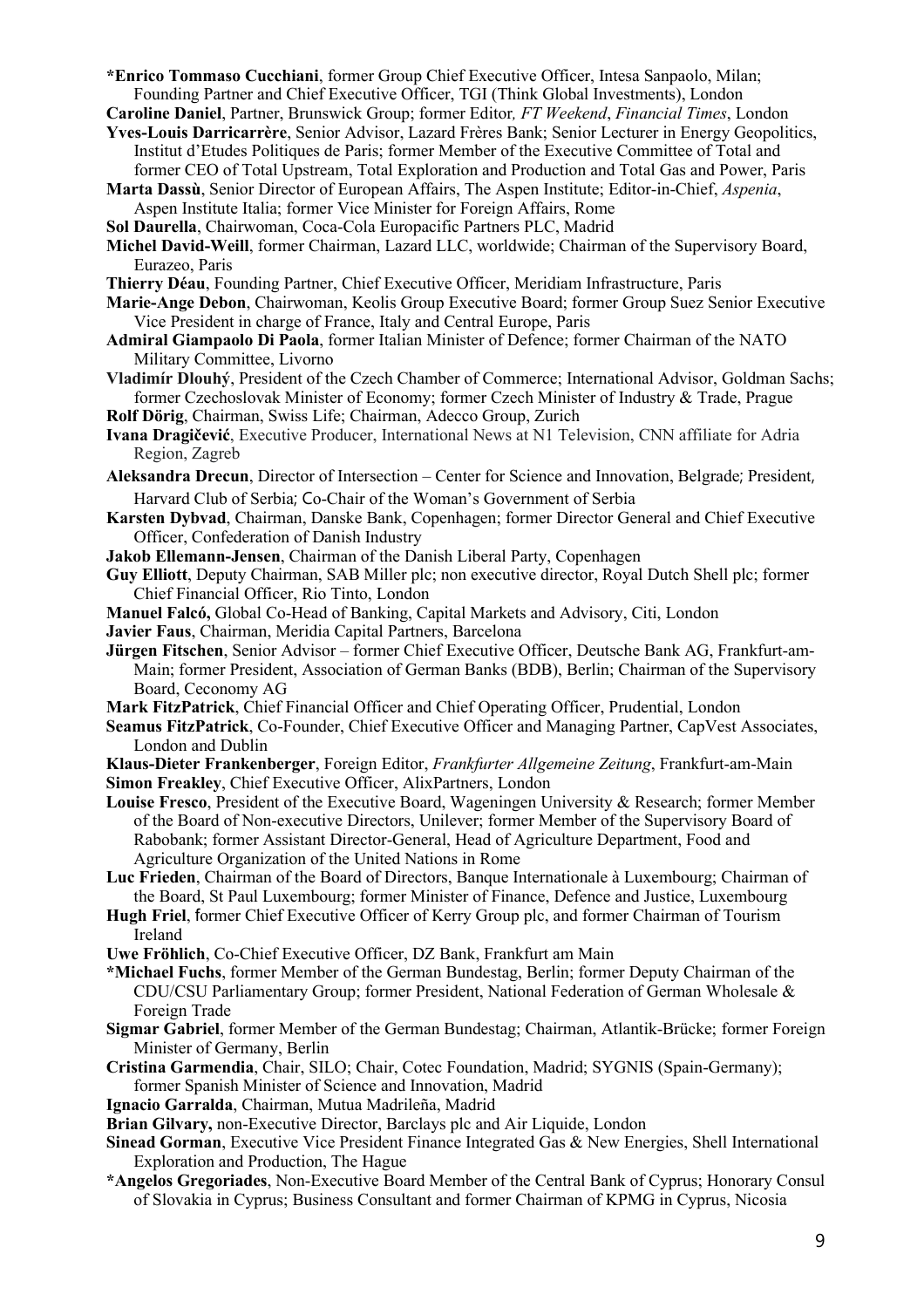**\*Enrico Tommaso Cucchiani**, former Group Chief Executive Officer, Intesa Sanpaolo, Milan; Founding Partner and Chief Executive Officer, TGI (Think Global Investments), London

**Caroline Daniel**, Partner, Brunswick Group; former Editor*, FT Weekend*, *Financial Times*, London

**Yves-Louis Darricarrère**, Senior Advisor, Lazard Frères Bank; Senior Lecturer in Energy Geopolitics, Institut d'Etudes Politiques de Paris; former Member of the Executive Committee of Total and former CEO of Total Upstream, Total Exploration and Production and Total Gas and Power, Paris

**Marta Dassù**, Senior Director of European Affairs, The Aspen Institute; Editor-in-Chief, *Aspenia*, Aspen Institute Italia; former Vice Minister for Foreign Affairs, Rome

**Sol Daurella**, Chairwoman, Coca-Cola Europacific Partners PLC, Madrid

**Michel David-Weill**, former Chairman, Lazard LLC, worldwide; Chairman of the Supervisory Board, Eurazeo, Paris

**Thierry Déau**, Founding Partner, Chief Executive Officer, Meridiam Infrastructure, Paris

**Marie-Ange Debon**, Chairwoman, Keolis Group Executive Board; former Group Suez Senior Executive Vice President in charge of France, Italy and Central Europe, Paris

**Admiral Giampaolo Di Paola**, former Italian Minister of Defence; former Chairman of the NATO Military Committee, Livorno

**Vladimír Dlouhý**, President of the Czech Chamber of Commerce; International Advisor, Goldman Sachs; former Czechoslovak Minister of Economy; former Czech Minister of Industry & Trade, Prague

**Rolf Dörig**, Chairman, Swiss Life; Chairman, Adecco Group, Zurich

**Ivana Dragičević**, Executive Producer, International News at N1 Television, CNN affiliate for Adria Region, Zagreb

**Aleksandra Drecun**, Director of Intersection – Center for Science and Innovation, Belgrade; President, Harvard Club of Serbia; Co-Chair of the Woman's Government of Serbia

**Karsten Dybvad**, Chairman, Danske Bank, Copenhagen; former Director General and Chief Executive Officer, Confederation of Danish Industry

**Jakob Ellemann-Jensen**, Chairman of the Danish Liberal Party, Copenhagen

**Guy Elliott**, Deputy Chairman, SAB Miller plc; non executive director, Royal Dutch Shell plc; former Chief Financial Officer, Rio Tinto, London

**Manuel Falcó,** Global Co-Head of Banking, Capital Markets and Advisory, Citi, London

**Javier Faus**, Chairman, Meridia Capital Partners, Barcelona

**Jürgen Fitschen**, Senior Advisor – former Chief Executive Officer, Deutsche Bank AG, Frankfurt-am-Main; former President, Association of German Banks (BDB), Berlin; Chairman of the Supervisory Board, Ceconomy AG

**Mark FitzPatrick**, Chief Financial Officer and Chief Operating Officer, Prudential, London

**Seamus FitzPatrick**, Co-Founder, Chief Executive Officer and Managing Partner, CapVest Associates, London and Dublin

**Klaus-Dieter Frankenberger**, Foreign Editor, *Frankfurter Allgemeine Zeitung*, Frankfurt-am-Main

**Simon Freakley**, Chief Executive Officer, AlixPartners, London

**Louise Fresco**, President of the Executive Board, Wageningen University & Research; former Member of the Board of Non-executive Directors, Unilever; former Member of the Supervisory Board of Rabobank; former Assistant Director-General, Head of Agriculture Department, Food and Agriculture Organization of the United Nations in Rome

**Luc Frieden**, Chairman of the Board of Directors, Banque Internationale à Luxembourg; Chairman of the Board, St Paul Luxembourg; former Minister of Finance, Defence and Justice, Luxembourg

**Hugh Friel**, former Chief Executive Officer of Kerry Group plc, and former Chairman of Tourism Ireland

**Uwe Fröhlich**, Co-Chief Executive Officer, DZ Bank, Frankfurt am Main

**\*Michael Fuchs**, former Member of the German Bundestag, Berlin; former Deputy Chairman of the CDU/CSU Parliamentary Group; former President, National Federation of German Wholesale & Foreign Trade

**Sigmar Gabriel**, former Member of the German Bundestag; Chairman, Atlantik-Brücke; former Foreign Minister of Germany, Berlin

**Cristina Garmendia**, Chair, SILO; Chair, Cotec Foundation, Madrid; SYGNIS (Spain-Germany); former Spanish Minister of Science and Innovation, Madrid

**Ignacio Garralda**, Chairman, Mutua Madrileña, Madrid

**Brian Gilvary,** non-Executive Director, Barclays plc and Air Liquide, London

**Sinead Gorman**, Executive Vice President Finance Integrated Gas & New Energies, Shell International Exploration and Production, The Hague

**\*Angelos Gregoriades**, Non-Executive Board Member of the Central Bank of Cyprus; Honorary Consul of Slovakia in Cyprus; Business Consultant and former Chairman of KPMG in Cyprus, Nicosia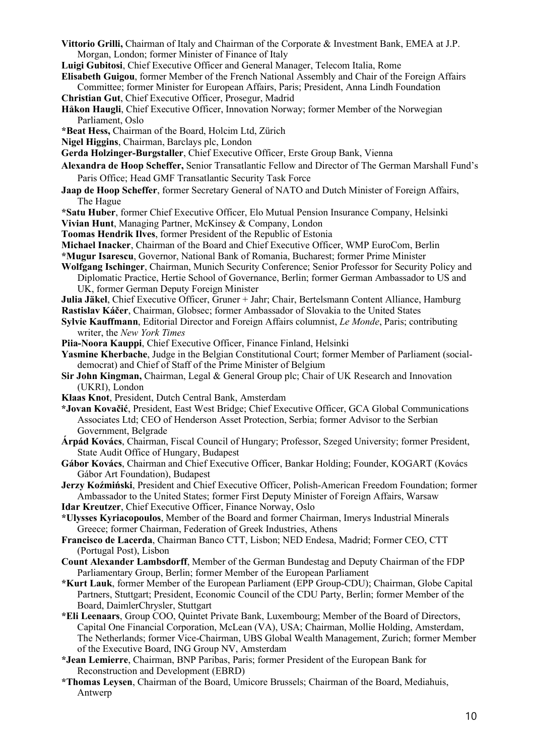**Vittorio Grilli,** Chairman of Italy and Chairman of the Corporate & Investment Bank, EMEA at J.P. Morgan, London; former Minister of Finance of Italy

**Luigi Gubitosi**, Chief Executive Officer and General Manager, Telecom Italia, Rome

**Elisabeth Guigou**, former Member of the French National Assembly and Chair of the Foreign Affairs Committee; former Minister for European Affairs, Paris; President, Anna Lindh Foundation

**Christian Gut**, Chief Executive Officer, Prosegur, Madrid

**Håkon Haugli**, Chief Executive Officer, Innovation Norway; former Member of the Norwegian Parliament, Oslo

***Beat Hess,** Chairman of the Board, Holcim Ltd, Zürich

**Nigel Higgins**, Chairman, Barclays plc, London

**Gerda Holzinger-Burgstaller**, Chief Executive Officer, Erste Group Bank, Vienna

**Alexandra de Hoop Scheffer,** Senior Transatlantic Fellow and Director of The German Marshall Fund's Paris Office; Head GMF Transatlantic Security Task Force

**Jaap de Hoop Scheffer**, former Secretary General of NATO and Dutch Minister of Foreign Affairs, The Hague

***Satu Huber**, former Chief Executive Officer, Elo Mutual Pension Insurance Company, Helsinki

**Vivian Hunt**, Managing Partner, McKinsey & Company, London

**Toomas Hendrik Ilves**, former President of the Republic of Estonia

**Michael Inacker**, Chairman of the Board and Chief Executive Officer, WMP EuroCom, Berlin

***Mugur Isarescu**, Governor, National Bank of Romania, Bucharest; former Prime Minister

**Wolfgang Ischinger**, Chairman, Munich Security Conference; Senior Professor for Security Policy and Diplomatic Practice, Hertie School of Governance, Berlin; former German Ambassador to US and UK, former German Deputy Foreign Minister

**Julia Jäkel**, Chief Executive Officer, Gruner + Jahr; Chair, Bertelsmann Content Alliance, Hamburg

**Rastislav Káčer**, Chairman, Globsec; former Ambassador of Slovakia to the United States

**Sylvie Kauffmann**, Editorial Director and Foreign Affairs columnist, *Le Monde*, Paris; contributing writer, the *New York Times*

**Piia-Noora Kauppi**, Chief Executive Officer, Finance Finland, Helsinki

**Yasmine Kherbache**, Judge in the Belgian Constitutional Court; former Member of Parliament (social-democrat) and Chief of Staff of the Prime Minister of Belgium

**Sir John Kingman,** Chairman, Legal & General Group plc; Chair of UK Research and Innovation (UKRI), London

**Klaas Knot**, President, Dutch Central Bank, Amsterdam

***Jovan Kovačić**, President, East West Bridge; Chief Executive Officer, GCA Global Communications Associates Ltd; CEO of Henderson Asset Protection, Serbia; former Advisor to the Serbian Government, Belgrade

**Árpád Kovács**, Chairman, Fiscal Council of Hungary; Professor, Szeged University; former President, State Audit Office of Hungary, Budapest

**Gábor Kovács**, Chairman and Chief Executive Officer, Bankar Holding; Founder, KOGART (Kovács Gábor Art Foundation), Budapest

**Jerzy Koźmiński**, President and Chief Executive Officer, Polish-American Freedom Foundation; former Ambassador to the United States; former First Deputy Minister of Foreign Affairs, Warsaw

**Idar Kreutzer**, Chief Executive Officer, Finance Norway, Oslo

***Ulysses Kyriacopoulos**, Member of the Board and former Chairman, Imerys Industrial Minerals Greece; former Chairman, Federation of Greek Industries, Athens

**Francisco de Lacerda**, Chairman Banco CTT, Lisbon; NED Endesa, Madrid; Former CEO, CTT (Portugal Post), Lisbon

**Count Alexander Lambsdorff**, Member of the German Bundestag and Deputy Chairman of the FDP Parliamentary Group, Berlin; former Member of the European Parliament

***Kurt Lauk**, former Member of the European Parliament (EPP Group-CDU); Chairman, Globe Capital Partners, Stuttgart; President, Economic Council of the CDU Party, Berlin; former Member of the Board, DaimlerChrysler, Stuttgart

***Eli Leenaars**, Group COO, Quintet Private Bank, Luxembourg; Member of the Board of Directors, Capital One Financial Corporation, McLean (VA), USA; Chairman, Mollie Holding, Amsterdam, The Netherlands; former Vice-Chairman, UBS Global Wealth Management, Zurich; former Member of the Executive Board, ING Group NV, Amsterdam

***Jean Lemierre**, Chairman, BNP Paribas, Paris; former President of the European Bank for Reconstruction and Development (EBRD)

***Thomas Leysen**, Chairman of the Board, Umicore Brussels; Chairman of the Board, Mediahuis, Antwerp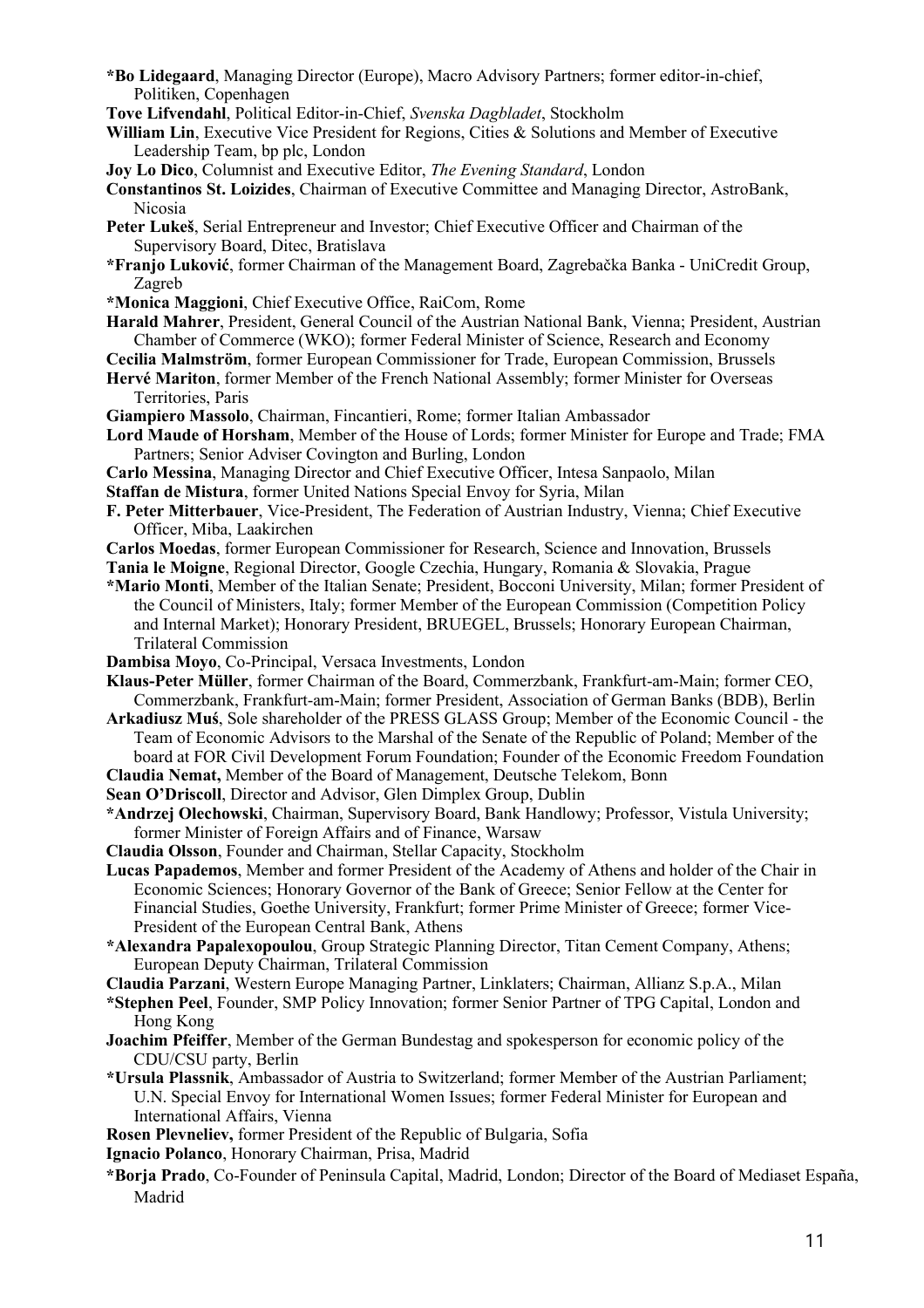**\*Bo Lidegaard**, Managing Director (Europe), Macro Advisory Partners; former editor-in-chief, Politiken, Copenhagen

**Tove Lifvendahl**, Political Editor-in-Chief, *Svenska Dagbladet*, Stockholm

**William Lin**, Executive Vice President for Regions, Cities & Solutions and Member of Executive Leadership Team, bp plc, London

**Joy Lo Dico**, Columnist and Executive Editor, *The Evening Standard*, London

**Constantinos St. Loizides**, Chairman of Executive Committee and Managing Director, AstroBank, Nicosia

**Peter Lukeš**, Serial Entrepreneur and Investor; Chief Executive Officer and Chairman of the Supervisory Board, Ditec, Bratislava

**\*Franjo Luković**, former Chairman of the Management Board, Zagrebačka Banka - UniCredit Group, Zagreb

**\*Monica Maggioni**, Chief Executive Office, RaiCom, Rome

**Harald Mahrer**, President, General Council of the Austrian National Bank, Vienna; President, Austrian Chamber of Commerce (WKO); former Federal Minister of Science, Research and Economy

**Cecilia Malmström**, former European Commissioner for Trade, European Commission, Brussels

**Hervé Mariton**, former Member of the French National Assembly; former Minister for Overseas Territories, Paris

**Giampiero Massolo**, Chairman, Fincantieri, Rome; former Italian Ambassador

**Lord Maude of Horsham**, Member of the House of Lords; former Minister for Europe and Trade; FMA Partners; Senior Adviser Covington and Burling, London

**Carlo Messina**, Managing Director and Chief Executive Officer, Intesa Sanpaolo, Milan

**Staffan de Mistura**, former United Nations Special Envoy for Syria, Milan

**F. Peter Mitterbauer**, Vice-President, The Federation of Austrian Industry, Vienna; Chief Executive Officer, Miba, Laakirchen

**Carlos Moedas**, former European Commissioner for Research, Science and Innovation, Brussels

**Tania le Moigne**, Regional Director, Google Czechia, Hungary, Romania & Slovakia, Prague

**\*Mario Monti**, Member of the Italian Senate; President, Bocconi University, Milan; former President of the Council of Ministers, Italy; former Member of the European Commission (Competition Policy and Internal Market); Honorary President, BRUEGEL, Brussels; Honorary European Chairman, Trilateral Commission

**Dambisa Moyo**, Co-Principal, Versaca Investments, London

**Klaus-Peter Müller**, former Chairman of the Board, Commerzbank, Frankfurt-am-Main; former CEO, Commerzbank, Frankfurt-am-Main; former President, Association of German Banks (BDB), Berlin

**Arkadiusz Muś**, Sole shareholder of the PRESS GLASS Group; Member of the Economic Council - the Team of Economic Advisors to the Marshal of the Senate of the Republic of Poland; Member of the board at FOR Civil Development Forum Foundation; Founder of the Economic Freedom Foundation

**Claudia Nemat,** Member of the Board of Management, Deutsche Telekom, Bonn

**Sean O'Driscoll**, Director and Advisor, Glen Dimplex Group, Dublin

**\*Andrzej Olechowski**, Chairman, Supervisory Board, Bank Handlowy; Professor, Vistula University; former Minister of Foreign Affairs and of Finance, Warsaw

**Claudia Olsson**, Founder and Chairman, Stellar Capacity, Stockholm

**Lucas Papademos**, Member and former President of the Academy of Athens and holder of the Chair in Economic Sciences; Honorary Governor of the Bank of Greece; Senior Fellow at the Center for Financial Studies, Goethe University, Frankfurt; former Prime Minister of Greece; former Vice-President of the European Central Bank, Athens

**\*Alexandra Papalexopoulou**, Group Strategic Planning Director, Titan Cement Company, Athens; European Deputy Chairman, Trilateral Commission

**Claudia Parzani**, Western Europe Managing Partner, Linklaters; Chairman, Allianz S.p.A., Milan

**\*Stephen Peel**, Founder, SMP Policy Innovation; former Senior Partner of TPG Capital, London and Hong Kong

**Joachim Pfeiffer**, Member of the German Bundestag and spokesperson for economic policy of the CDU/CSU party, Berlin

**\*Ursula Plassnik**, Ambassador of Austria to Switzerland; former Member of the Austrian Parliament; U.N. Special Envoy for International Women Issues; former Federal Minister for European and International Affairs, Vienna

**Rosen Plevneliev,** former President of the Republic of Bulgaria, Sofia

**Ignacio Polanco**, Honorary Chairman, Prisa, Madrid

**\*Borja Prado**, Co-Founder of Peninsula Capital, Madrid, London; Director of the Board of Mediaset España, Madrid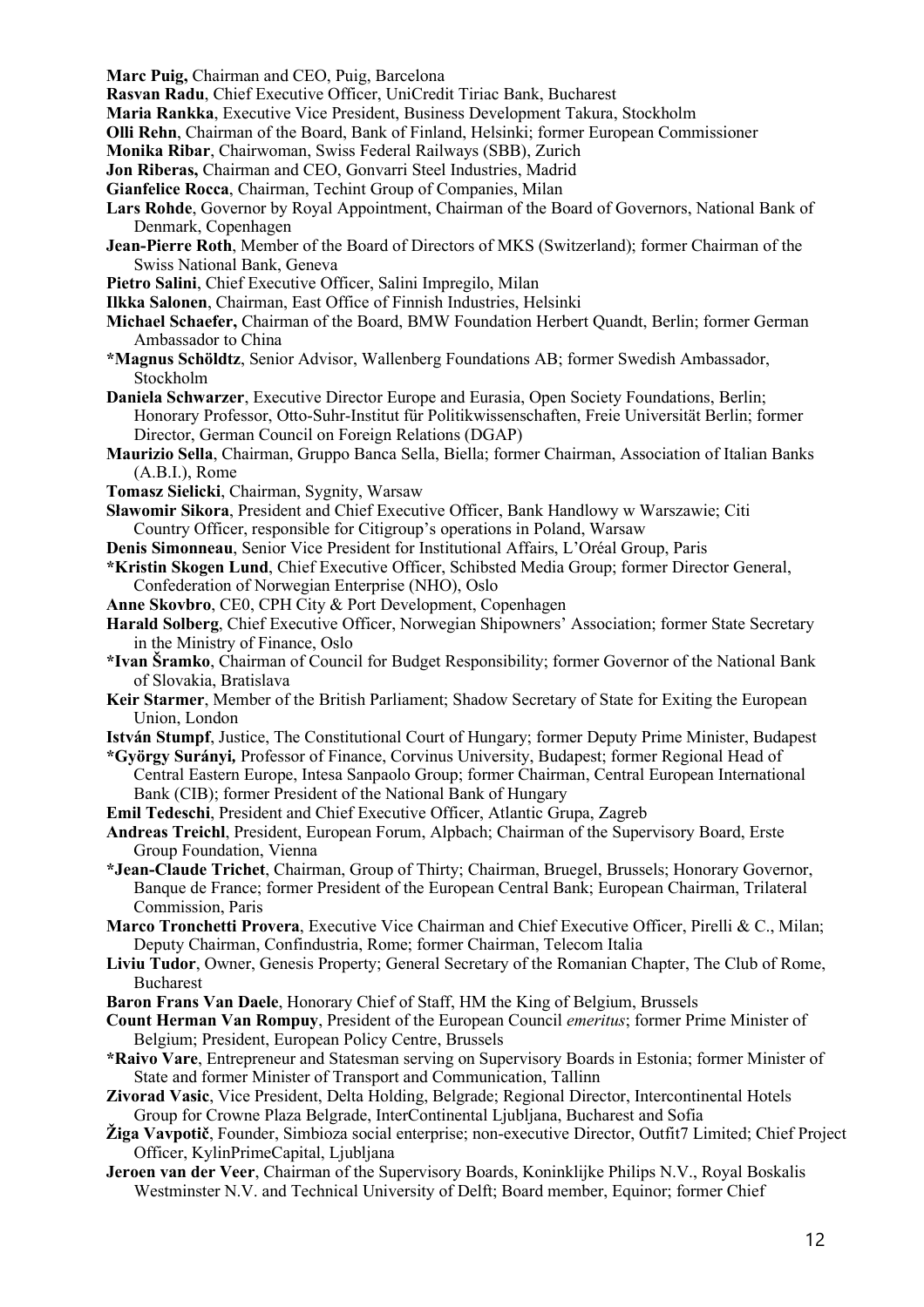**Marc Puig,** Chairman and CEO, Puig, Barcelona

**Rasvan Radu**, Chief Executive Officer, UniCredit Tiriac Bank, Bucharest

**Maria Rankka**, Executive Vice President, Business Development Takura, Stockholm

**Olli Rehn**, Chairman of the Board, Bank of Finland, Helsinki; former European Commissioner

**Monika Ribar**, Chairwoman, Swiss Federal Railways (SBB), Zurich

**Jon Riberas,** Chairman and CEO, Gonvarri Steel Industries, Madrid

**Gianfelice Rocca**, Chairman, Techint Group of Companies, Milan

**Lars Rohde**, Governor by Royal Appointment, Chairman of the Board of Governors, National Bank of Denmark, Copenhagen

**Jean-Pierre Roth**, Member of the Board of Directors of MKS (Switzerland); former Chairman of the Swiss National Bank, Geneva

**Pietro Salini**, Chief Executive Officer, Salini Impregilo, Milan

**Ilkka Salonen**, Chairman, East Office of Finnish Industries, Helsinki

**Michael Schaefer,** Chairman of the Board, BMW Foundation Herbert Quandt, Berlin; former German Ambassador to China

**\*Magnus Schöldtz**, Senior Advisor, Wallenberg Foundations AB; former Swedish Ambassador, Stockholm

**Daniela Schwarzer**, Executive Director Europe and Eurasia, Open Society Foundations, Berlin; Honorary Professor, Otto-Suhr-Institut für Politikwissenschaften, Freie Universität Berlin; former Director, German Council on Foreign Relations (DGAP)

**Maurizio Sella**, Chairman, Gruppo Banca Sella, Biella; former Chairman, Association of Italian Banks (A.B.I.), Rome

**Tomasz Sielicki**, Chairman, Sygnity, Warsaw

**Sławomir Sikora**, President and Chief Executive Officer, Bank Handlowy w Warszawie; Citi Country Officer, responsible for Citigroup's operations in Poland, Warsaw

**Denis Simonneau**, Senior Vice President for Institutional Affairs, L'Oréal Group, Paris

**\*Kristin Skogen Lund**, Chief Executive Officer, Schibsted Media Group; former Director General, Confederation of Norwegian Enterprise (NHO), Oslo

**Anne Skovbro**, CE0, CPH City & Port Development, Copenhagen

**Harald Solberg**, Chief Executive Officer, Norwegian Shipowners' Association; former State Secretary in the Ministry of Finance, Oslo

**\*Ivan Šramko**, Chairman of Council for Budget Responsibility; former Governor of the National Bank of Slovakia, Bratislava

**Keir Starmer**, Member of the British Parliament; Shadow Secretary of State for Exiting the European Union, London

**István Stumpf**, Justice, The Constitutional Court of Hungary; former Deputy Prime Minister, Budapest

**\*György Surányi,** Professor of Finance, Corvinus University, Budapest; former Regional Head of Central Eastern Europe, Intesa Sanpaolo Group; former Chairman, Central European International Bank (CIB); former President of the National Bank of Hungary

**Emil Tedeschi**, President and Chief Executive Officer, Atlantic Grupa, Zagreb

**Andreas Treichl**, President, European Forum, Alpbach; Chairman of the Supervisory Board, Erste Group Foundation, Vienna

**\*Jean-Claude Trichet**, Chairman, Group of Thirty; Chairman, Bruegel, Brussels; Honorary Governor, Banque de France; former President of the European Central Bank; European Chairman, Trilateral Commission, Paris

**Marco Tronchetti Provera**, Executive Vice Chairman and Chief Executive Officer, Pirelli & C., Milan; Deputy Chairman, Confindustria, Rome; former Chairman, Telecom Italia

**Liviu Tudor**, Owner, Genesis Property; General Secretary of the Romanian Chapter, The Club of Rome, Bucharest

**Baron Frans Van Daele**, Honorary Chief of Staff, HM the King of Belgium, Brussels

**Count Herman Van Rompuy**, President of the European Council *emeritus*; former Prime Minister of Belgium; President, European Policy Centre, Brussels

**\*Raivo Vare**, Entrepreneur and Statesman serving on Supervisory Boards in Estonia; former Minister of State and former Minister of Transport and Communication, Tallinn

**Zivorad Vasic**, Vice President, Delta Holding, Belgrade; Regional Director, Intercontinental Hotels Group for Crowne Plaza Belgrade, InterContinental Ljubljana, Bucharest and Sofia

**Žiga Vavpotič**, Founder, Simbioza social enterprise; non-executive Director, Outfit7 Limited; Chief Project Officer, KylinPrimeCapital, Ljubljana

**Jeroen van der Veer**, Chairman of the Supervisory Boards, Koninklijke Philips N.V., Royal Boskalis Westminster N.V. and Technical University of Delft; Board member, Equinor; former Chief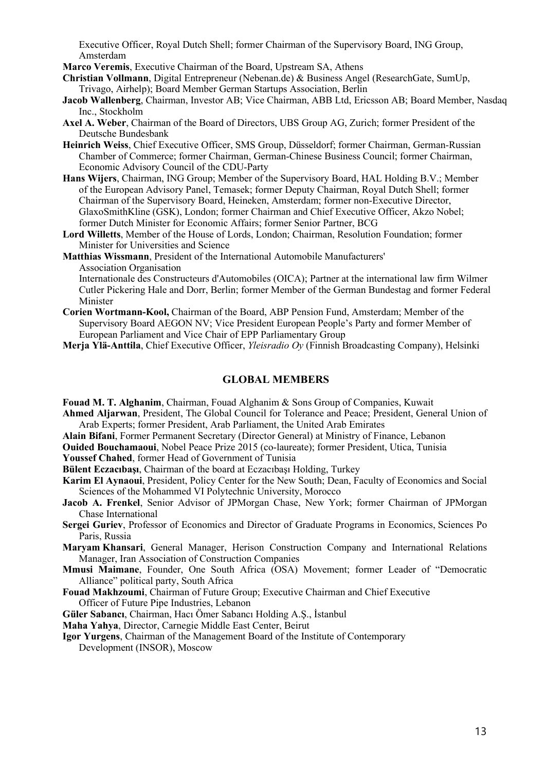Executive Officer, Royal Dutch Shell; former Chairman of the Supervisory Board, ING Group, Amsterdam

**Marco Veremis**, Executive Chairman of the Board, Upstream SA, Athens

**Christian Vollmann**, Digital Entrepreneur (Nebenan.de) & Business Angel (ResearchGate, SumUp, Trivago, Airhelp); Board Member German Startups Association, Berlin

**Jacob Wallenberg**, Chairman, Investor AB; Vice Chairman, ABB Ltd, Ericsson AB; Board Member, Nasdaq Inc., Stockholm

**Axel A. Weber**, Chairman of the Board of Directors, UBS Group AG, Zurich; former President of the Deutsche Bundesbank

**Heinrich Weiss**, Chief Executive Officer, SMS Group, Düsseldorf; former Chairman, German-Russian Chamber of Commerce; former Chairman, German-Chinese Business Council; former Chairman, Economic Advisory Council of the CDU-Party

**Hans Wijers**, Chairman, ING Group; Member of the Supervisory Board, HAL Holding B.V.; Member of the European Advisory Panel, Temasek; former Deputy Chairman, Royal Dutch Shell; former Chairman of the Supervisory Board, Heineken, Amsterdam; former non-Executive Director, GlaxoSmithKline (GSK), London; former Chairman and Chief Executive Officer, Akzo Nobel; former Dutch Minister for Economic Affairs; former Senior Partner, BCG

**Lord Willetts**, Member of the House of Lords, London; Chairman, Resolution Foundation; former Minister for Universities and Science

**Matthias Wissmann**, President of the International Automobile Manufacturers' Association Organisation Internationale des Constructeurs d'Automobiles (OICA); Partner at the international law firm Wilmer Cutler Pickering Hale and Dorr, Berlin; former Member of the German Bundestag and former Federal Minister

**Corien Wortmann-Kool,** Chairman of the Board, ABP Pension Fund, Amsterdam; Member of the Supervisory Board AEGON NV; Vice President European People's Party and former Member of European Parliament and Vice Chair of EPP Parliamentary Group

**Merja Ylä-Anttila**, Chief Executive Officer, *Yleisradio Oy* (Finnish Broadcasting Company), Helsinki

## GLOBAL MEMBERS

**Fouad M. T. Alghanim**, Chairman, Fouad Alghanim & Sons Group of Companies, Kuwait

**Ahmed Aljarwan**, President, The Global Council for Tolerance and Peace; President, General Union of Arab Experts; former President, Arab Parliament, the United Arab Emirates

**Alain Bifani**, Former Permanent Secretary (Director General) at Ministry of Finance, Lebanon

**Ouided Bouchamaoui**, Nobel Peace Prize 2015 (co-laureate); former President, Utica, Tunisia

**Youssef Chahed**, former Head of Government of Tunisia

**Bülent Eczacıbaşı**, Chairman of the board at Eczacıbaşı Holding, Turkey

**Karim El Aynaoui**, President, Policy Center for the New South; Dean, Faculty of Economics and Social Sciences of the Mohammed VI Polytechnic University, Morocco

**Jacob A. Frenkel**, Senior Advisor of JPMorgan Chase, New York; former Chairman of JPMorgan Chase International

**Sergei Guriev**, Professor of Economics and Director of Graduate Programs in Economics, Sciences Po Paris, Russia

**Maryam Khansari**, General Manager, Herison Construction Company and International Relations Manager, Iran Association of Construction Companies

**Mmusi Maimane**, Founder, One South Africa (OSA) Movement; former Leader of "Democratic Alliance" political party, South Africa

**Fouad Makhzoumi**, Chairman of Future Group; Executive Chairman and Chief Executive Officer of Future Pipe Industries, Lebanon

**Güler Sabancı**, Chairman, Hacı Ömer Sabancı Holding A.Ş., İstanbul

**Maha Yahya**, Director, Carnegie Middle East Center, Beirut

**Igor Yurgens**, Chairman of the Management Board of the Institute of Contemporary Development (INSOR), Moscow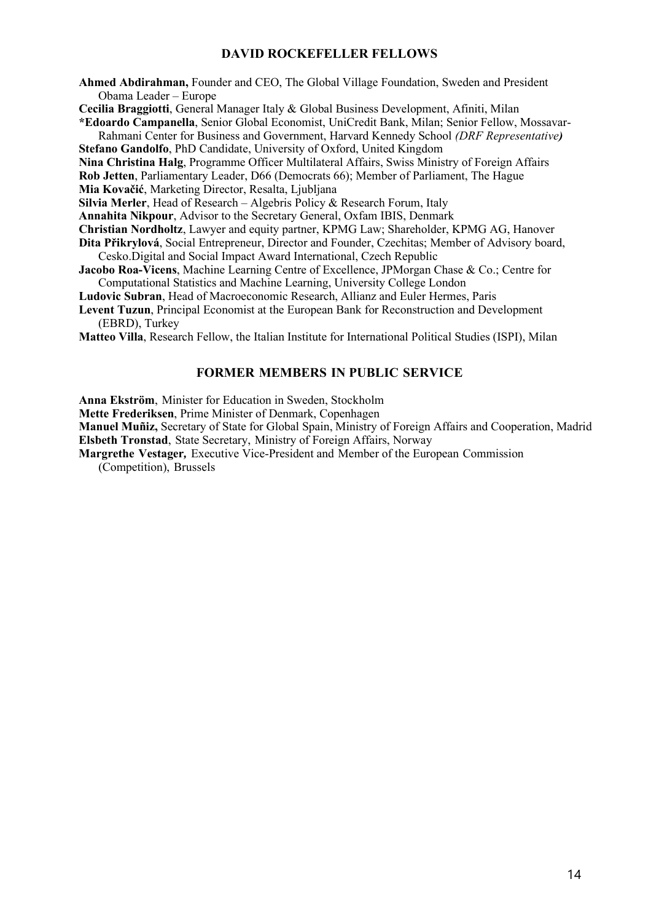## DAVID ROCKEFELLER FELLOWS

**Ahmed Abdirahman,** Founder and CEO, The Global Village Foundation, Sweden and President Obama Leader – Europe

**Cecilia Braggiotti**, General Manager Italy & Global Business Development, Afiniti, Milan

***Edoardo Campanella**, Senior Global Economist, UniCredit Bank, Milan; Senior Fellow, Mossavar-Rahmani Center for Business and Government, Harvard Kennedy School *(DRF Representative)*

**Stefano Gandolfo**, PhD Candidate, University of Oxford, United Kingdom

**Nina Christina Halg**, Programme Officer Multilateral Affairs, Swiss Ministry of Foreign Affairs

**Rob Jetten**, Parliamentary Leader, D66 (Democrats 66); Member of Parliament, The Hague

**Mia Kovačić**, Marketing Director, Resalta, Ljubljana

**Silvia Merler**, Head of Research – Algebris Policy & Research Forum, Italy

**Annahita Nikpour**, Advisor to the Secretary General, Oxfam IBIS, Denmark

**Christian Nordholtz**, Lawyer and equity partner, KPMG Law; Shareholder, KPMG AG, Hanover

**Dita Přikrylová**, Social Entrepreneur, Director and Founder, Czechitas; Member of Advisory board, Cesko.Digital and Social Impact Award International, Czech Republic

**Jacobo Roa-Vicens**, Machine Learning Centre of Excellence, JPMorgan Chase & Co.; Centre for Computational Statistics and Machine Learning, University College London

**Ludovic Subran**, Head of Macroeconomic Research, Allianz and Euler Hermes, Paris

**Levent Tuzun**, Principal Economist at the European Bank for Reconstruction and Development (EBRD), Turkey

**Matteo Villa**, Research Fellow, the Italian Institute for International Political Studies (ISPI), Milan

## FORMER MEMBERS IN PUBLIC SERVICE

**Anna Ekström**, Minister for Education in Sweden, Stockholm

**Mette Frederiksen**, Prime Minister of Denmark, Copenhagen

**Manuel Muñiz,** Secretary of State for Global Spain, Ministry of Foreign Affairs and Cooperation, Madrid

**Elsbeth Tronstad**, State Secretary, Ministry of Foreign Affairs, Norway

**Margrethe Vestager,** Executive Vice-President and Member of the European Commission (Competition), Brussels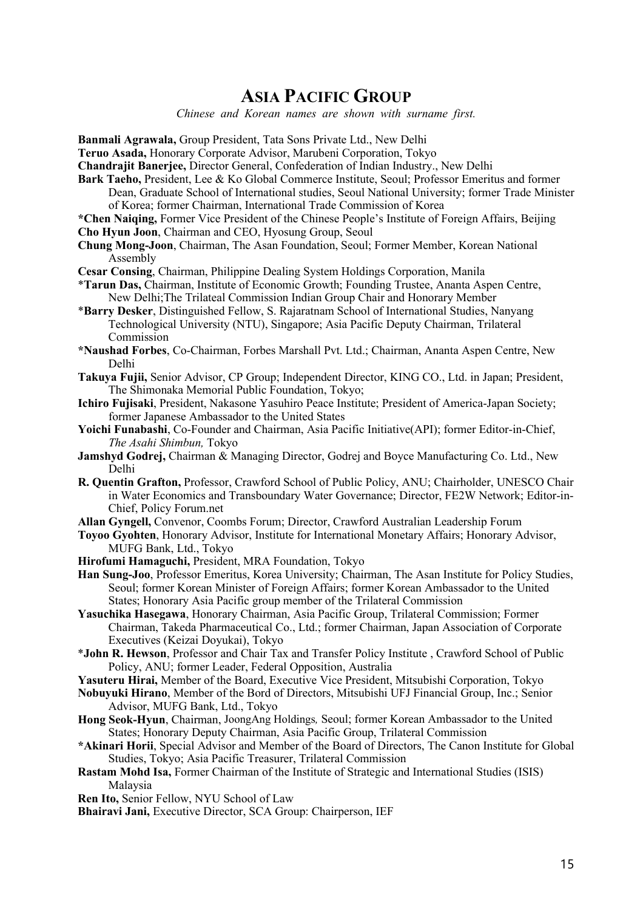# ASIA PACIFIC GROUP

*Chinese and Korean names are shown with surname first.*

**Banmali Agrawala,** Group President, Tata Sons Private Ltd., New Delhi

**Teruo Asada,** Honorary Corporate Advisor, Marubeni Corporation, Tokyo

**Chandrajit Banerjee,** Director General, Confederation of Indian Industry., New Delhi

**Bark Taeho,** President, Lee & Ko Global Commerce Institute, Seoul; Professor Emeritus and former Dean, Graduate School of International studies, Seoul National University; former Trade Minister of Korea; former Chairman, International Trade Commission of Korea

**\*Chen Naiqing,** Former Vice President of the Chinese People's Institute of Foreign Affairs, Beijing

**Cho Hyun Joon**, Chairman and CEO, Hyosung Group, Seoul

**Chung Mong-Joon**, Chairman, The Asan Foundation, Seoul; Former Member, Korean National Assembly

**Cesar Consing**, Chairman, Philippine Dealing System Holdings Corporation, Manila

\***Tarun Das,** Chairman, Institute of Economic Growth; Founding Trustee, Ananta Aspen Centre, New Delhi;The Trilateal Commission Indian Group Chair and Honorary Member

\***Barry Desker**, Distinguished Fellow, S. Rajaratnam School of International Studies, Nanyang Technological University (NTU), Singapore; Asia Pacific Deputy Chairman, Trilateral Commission

**\*Naushad Forbes**, Co-Chairman, Forbes Marshall Pvt. Ltd.; Chairman, Ananta Aspen Centre, New Delhi

**Takuya Fujii,** Senior Advisor, CP Group; Independent Director, KING CO., Ltd. in Japan; President, The Shimonaka Memorial Public Foundation, Tokyo;

**Ichiro Fujisaki**, President, Nakasone Yasuhiro Peace Institute; President of America-Japan Society; former Japanese Ambassador to the United States

**Yoichi Funabashi**, Co-Founder and Chairman, Asia Pacific Initiative(API); former Editor-in-Chief, *The Asahi Shimbun,* Tokyo

**Jamshyd Godrej,** Chairman & Managing Director, Godrej and Boyce Manufacturing Co. Ltd., New Delhi

**R. Quentin Grafton,** Professor, Crawford School of Public Policy, ANU; Chairholder, UNESCO Chair in Water Economics and Transboundary Water Governance; Director, FE2W Network; Editor-in-Chief, Policy Forum.net

**Allan Gyngell,** Convenor, Coombs Forum; Director, Crawford Australian Leadership Forum

**Toyoo Gyohten**, Honorary Advisor, Institute for International Monetary Affairs; Honorary Advisor, MUFG Bank, Ltd., Tokyo

**Hirofumi Hamaguchi,** President, MRA Foundation, Tokyo

**Han Sung-Joo**, Professor Emeritus, Korea University; Chairman, The Asan Institute for Policy Studies, Seoul; former Korean Minister of Foreign Affairs; former Korean Ambassador to the United States; Honorary Asia Pacific group member of the Trilateral Commission

**Yasuchika Hasegawa**, Honorary Chairman, Asia Pacific Group, Trilateral Commission; Former Chairman, Takeda Pharmaceutical Co., Ltd.; former Chairman, Japan Association of Corporate Executives (Keizai Doyukai), Tokyo

\***John R. Hewson**, Professor and Chair Tax and Transfer Policy Institute , Crawford School of Public Policy, ANU; former Leader, Federal Opposition, Australia

**Yasuteru Hirai,** Member of the Board, Executive Vice President, Mitsubishi Corporation, Tokyo

**Nobuyuki Hirano**, Member of the Bord of Directors, Mitsubishi UFJ Financial Group, Inc.; Senior Advisor, MUFG Bank, Ltd., Tokyo

**Hong Seok-Hyun**, Chairman, JoongAng Holdings*,* Seoul; former Korean Ambassador to the United States; Honorary Deputy Chairman, Asia Pacific Group, Trilateral Commission

**\*Akinari Horii**, Special Advisor and Member of the Board of Directors, The Canon Institute for Global Studies, Tokyo; Asia Pacific Treasurer, Trilateral Commission

**Rastam Mohd Isa,** Former Chairman of the Institute of Strategic and International Studies (ISIS) Malaysia

**Ren Ito,** Senior Fellow, NYU School of Law

**Bhairavi Jani,** Executive Director, SCA Group: Chairperson, IEF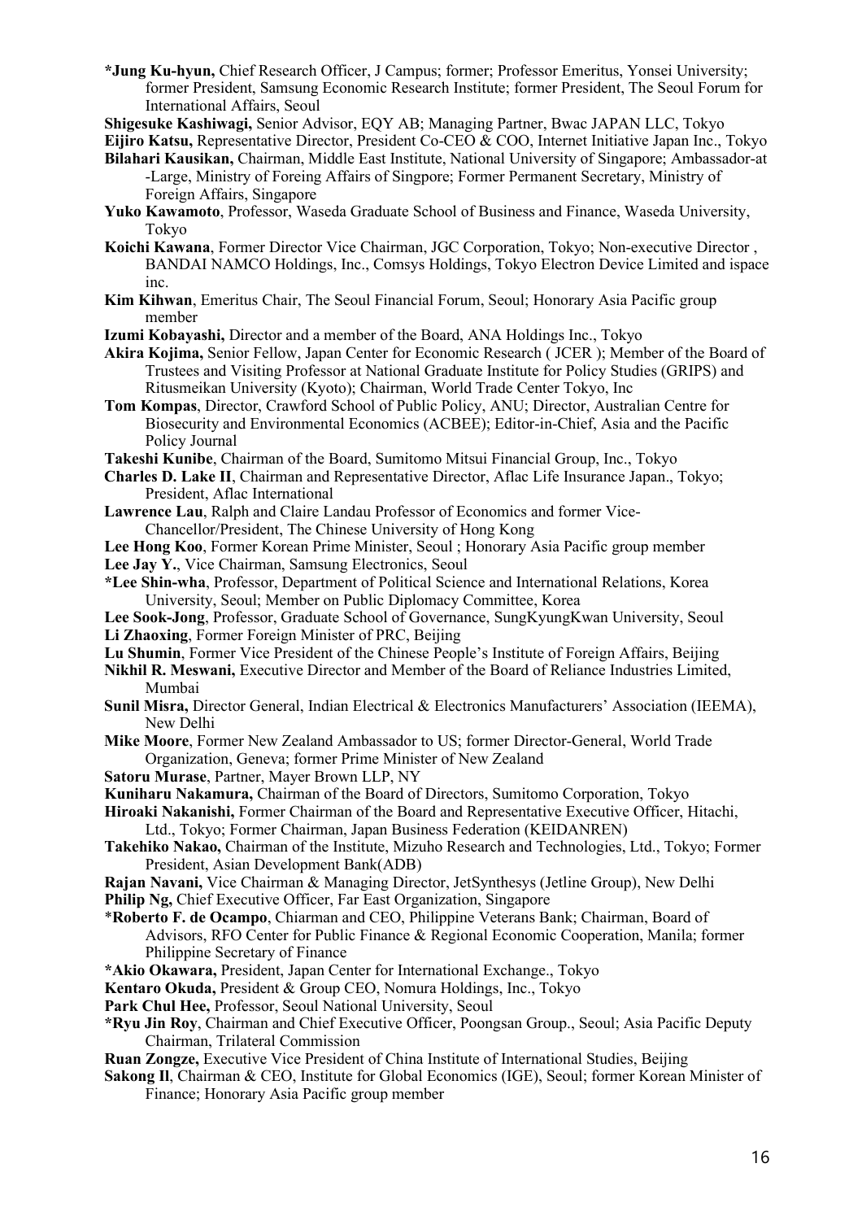**\*Jung Ku-hyun,** Chief Research Officer, J Campus; former; Professor Emeritus, Yonsei University; former President, Samsung Economic Research Institute; former President, The Seoul Forum for International Affairs, Seoul

**Shigesuke Kashiwagi,** Senior Advisor, EQY AB; Managing Partner, Bwac JAPAN LLC, Tokyo

**Eijiro Katsu,** Representative Director, President Co-CEO & COO, Internet Initiative Japan Inc., Tokyo

**Bilahari Kausikan,** Chairman, Middle East Institute, National University of Singapore; Ambassador-at -Large, Ministry of Foreing Affairs of Singpore; Former Permanent Secretary, Ministry of Foreign Affairs, Singapore

**Yuko Kawamoto**, Professor, Waseda Graduate School of Business and Finance, Waseda University, Tokyo

**Koichi Kawana**, Former Director Vice Chairman, JGC Corporation, Tokyo; Non-executive Director , BANDAI NAMCO Holdings, Inc., Comsys Holdings, Tokyo Electron Device Limited and ispace inc.

**Kim Kihwan**, Emeritus Chair, The Seoul Financial Forum, Seoul; Honorary Asia Pacific group member

**Izumi Kobayashi,** Director and a member of the Board, ANA Holdings Inc., Tokyo

**Akira Kojima,** Senior Fellow, Japan Center for Economic Research ( JCER ); Member of the Board of Trustees and Visiting Professor at National Graduate Institute for Policy Studies (GRIPS) and Ritusmeikan University (Kyoto); Chairman, World Trade Center Tokyo, Inc

**Tom Kompas**, Director, Crawford School of Public Policy, ANU; Director, Australian Centre for Biosecurity and Environmental Economics (ACBEE); Editor-in-Chief, Asia and the Pacific Policy Journal

**Takeshi Kunibe**, Chairman of the Board, Sumitomo Mitsui Financial Group, Inc., Tokyo

**Charles D. Lake II**, Chairman and Representative Director, Aflac Life Insurance Japan., Tokyo; President, Aflac International

**Lawrence Lau**, Ralph and Claire Landau Professor of Economics and former Vice-Chancellor/President, The Chinese University of Hong Kong

**Lee Hong Koo**, Former Korean Prime Minister, Seoul ; Honorary Asia Pacific group member

**Lee Jay Y.**, Vice Chairman, Samsung Electronics, Seoul

**\*Lee Shin-wha**, Professor, Department of Political Science and International Relations, Korea University, Seoul; Member on Public Diplomacy Committee, Korea

**Lee Sook-Jong**, Professor, Graduate School of Governance, SungKyungKwan University, Seoul

**Li Zhaoxing**, Former Foreign Minister of PRC, Beijing

**Lu Shumin**, Former Vice President of the Chinese People's Institute of Foreign Affairs, Beijing

**Nikhil R. Meswani,** Executive Director and Member of the Board of Reliance Industries Limited, Mumbai

**Sunil Misra,** Director General, Indian Electrical & Electronics Manufacturers' Association (IEEMA), New Delhi

**Mike Moore**, Former New Zealand Ambassador to US; former Director-General, World Trade Organization, Geneva; former Prime Minister of New Zealand

**Satoru Murase**, Partner, Mayer Brown LLP, NY

**Kuniharu Nakamura,** Chairman of the Board of Directors, Sumitomo Corporation, Tokyo

**Hiroaki Nakanishi,** Former Chairman of the Board and Representative Executive Officer, Hitachi, Ltd., Tokyo; Former Chairman, Japan Business Federation (KEIDANREN)

**Takehiko Nakao,** Chairman of the Institute, Mizuho Research and Technologies, Ltd., Tokyo; Former President, Asian Development Bank(ADB)

**Rajan Navani,** Vice Chairman & Managing Director, JetSynthesys (Jetline Group), New Delhi

**Philip Ng,** Chief Executive Officer, Far East Organization, Singapore

\***Roberto F. de Ocampo**, Chiarman and CEO, Philippine Veterans Bank; Chairman, Board of Advisors, RFO Center for Public Finance & Regional Economic Cooperation, Manila; former Philippine Secretary of Finance

**\*Akio Okawara,** President, Japan Center for International Exchange., Tokyo

**Kentaro Okuda,** President & Group CEO, Nomura Holdings, Inc., Tokyo

**Park Chul Hee,** Professor, Seoul National University, Seoul

**\*Ryu Jin Roy**, Chairman and Chief Executive Officer, Poongsan Group., Seoul; Asia Pacific Deputy Chairman, Trilateral Commission

**Ruan Zongze,** Executive Vice President of China Institute of International Studies, Beijing

**Sakong Il**, Chairman & CEO, Institute for Global Economics (IGE), Seoul; former Korean Minister of Finance; Honorary Asia Pacific group member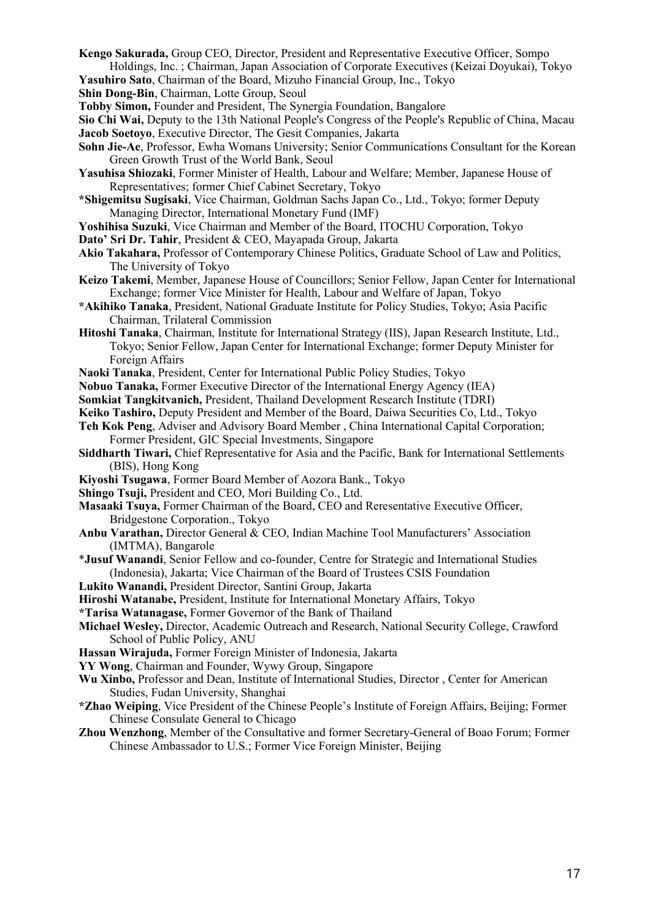**Kengo Sakurada,** Group CEO, Director, President and Representative Executive Officer, Sompo Holdings, Inc. ; Chairman, Japan Association of Corporate Executives (Keizai Doyukai), Tokyo

**Yasuhiro Sato**, Chairman of the Board, Mizuho Financial Group, Inc., Tokyo

**Shin Dong-Bin**, Chairman, Lotte Group, Seoul

**Tobby Simon,** Founder and President, The Synergia Foundation, Bangalore

**Sio Chi Wai,** Deputy to the 13th National People's Congress of the People's Republic of China, Macau

**Jacob Soetoyo**, Executive Director, The Gesit Companies, Jakarta

**Sohn Jie-Ae**, Professor, Ewha Womans University; Senior Communications Consultant for the Korean Green Growth Trust of the World Bank, Seoul

**Yasuhisa Shiozaki**, Former Minister of Health, Labour and Welfare; Member, Japanese House of Representatives; former Chief Cabinet Secretary, Tokyo

**\*Shigemitsu Sugisaki**, Vice Chairman, Goldman Sachs Japan Co., Ltd., Tokyo; former Deputy Managing Director, International Monetary Fund (IMF)

**Yoshihisa Suzuki**, Vice Chairman and Member of the Board, ITOCHU Corporation, Tokyo

**Dato' Sri Dr. Tahir**, President & CEO, Mayapada Group, Jakarta

**Akio Takahara,** Professor of Contemporary Chinese Politics, Graduate School of Law and Politics, The University of Tokyo

**Keizo Takemi**, Member, Japanese House of Councillors; Senior Fellow, Japan Center for International Exchange; former Vice Minister for Health, Labour and Welfare of Japan, Tokyo

**\*Akihiko Tanaka**, President, National Graduate Institute for Policy Studies, Tokyo; Asia Pacific Chairman, Trilateral Commission

**Hitoshi Tanaka**, Chairman, Institute for International Strategy (IIS), Japan Research Institute, Ltd., Tokyo; Senior Fellow, Japan Center for International Exchange; former Deputy Minister for Foreign Affairs

**Naoki Tanaka**, President, Center for International Public Policy Studies, Tokyo

**Nobuo Tanaka,** Former Executive Director of the International Energy Agency (IEA)

**Somkiat Tangkitvanich,** President, Thailand Development Research Institute (TDRI)

**Keiko Tashiro,** Deputy President and Member of the Board, Daiwa Securities Co, Ltd., Tokyo

**Teh Kok Peng**, Adviser and Advisory Board Member , China International Capital Corporation; Former President, GIC Special Investments, Singapore

**Siddharth Tiwari,** Chief Representative for Asia and the Pacific, Bank for International Settlements (BIS), Hong Kong

**Kiyoshi Tsugawa**, Former Board Member of Aozora Bank., Tokyo

**Shingo Tsuji,** President and CEO, Mori Building Co., Ltd.

**Masaaki Tsuya,** Former Chairman of the Board, CEO and Reresentative Executive Officer, Bridgestone Corporation., Tokyo

**Anbu Varathan,** Director General & CEO, Indian Machine Tool Manufacturers' Association (IMTMA), Bangarole

\***Jusuf Wanandi**, Senior Fellow and co-founder, Centre for Strategic and International Studies (Indonesia), Jakarta; Vice Chairman of the Board of Trustees CSIS Foundation

**Lukito Wanandi,** President Director, Santini Group, Jakarta

**Hiroshi Watanabe,** President, Institute for International Monetary Affairs, Tokyo

**\*Tarisa Watanagase,** Former Governor of the Bank of Thailand

**Michael Wesley,** Director, Academic Outreach and Research, National Security College, Crawford School of Public Policy, ANU

**Hassan Wirajuda,** Former Foreign Minister of Indonesia, Jakarta

**YY Wong**, Chairman and Founder, Wywy Group, Singapore

**Wu Xinbo,** Professor and Dean, Institute of International Studies, Director , Center for American Studies, Fudan University, Shanghai

**\*Zhao Weiping**, Vice President of the Chinese People's Institute of Foreign Affairs, Beijing; Former Chinese Consulate General to Chicago

**Zhou Wenzhong**, Member of the Consultative and former Secretary-General of Boao Forum; Former Chinese Ambassador to U.S.; Former Vice Foreign Minister, Beijing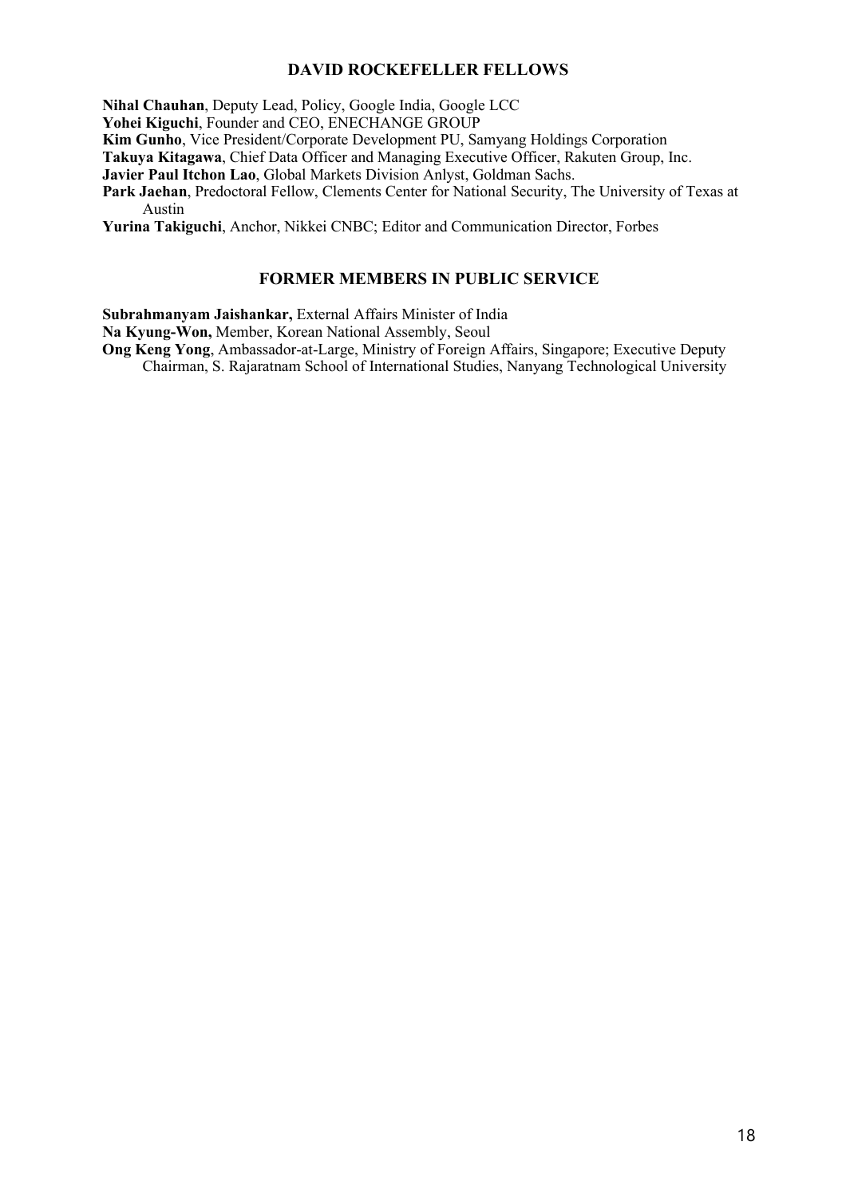## DAVID ROCKEFELLER FELLOWS

**Nihal Chauhan**, Deputy Lead, Policy, Google India, Google LCC
**Yohei Kiguchi**, Founder and CEO, ENECHANGE GROUP
**Kim Gunho**, Vice President/Corporate Development PU, Samyang Holdings Corporation
**Takuya Kitagawa**, Chief Data Officer and Managing Executive Officer, Rakuten Group, Inc.
**Javier Paul Itchon Lao**, Global Markets Division Anlyst, Goldman Sachs.
**Park Jaehan**, Predoctoral Fellow, Clements Center for National Security, The University of Texas at Austin
**Yurina Takiguchi**, Anchor, Nikkei CNBC; Editor and Communication Director, Forbes

## FORMER MEMBERS IN PUBLIC SERVICE

**Subrahmanyam Jaishankar,** External Affairs Minister of India
**Na Kyung-Won,** Member, Korean National Assembly, Seoul
**Ong Keng Yong**, Ambassador-at-Large, Ministry of Foreign Affairs, Singapore; Executive Deputy Chairman, S. Rajaratnam School of International Studies, Nanyang Technological University